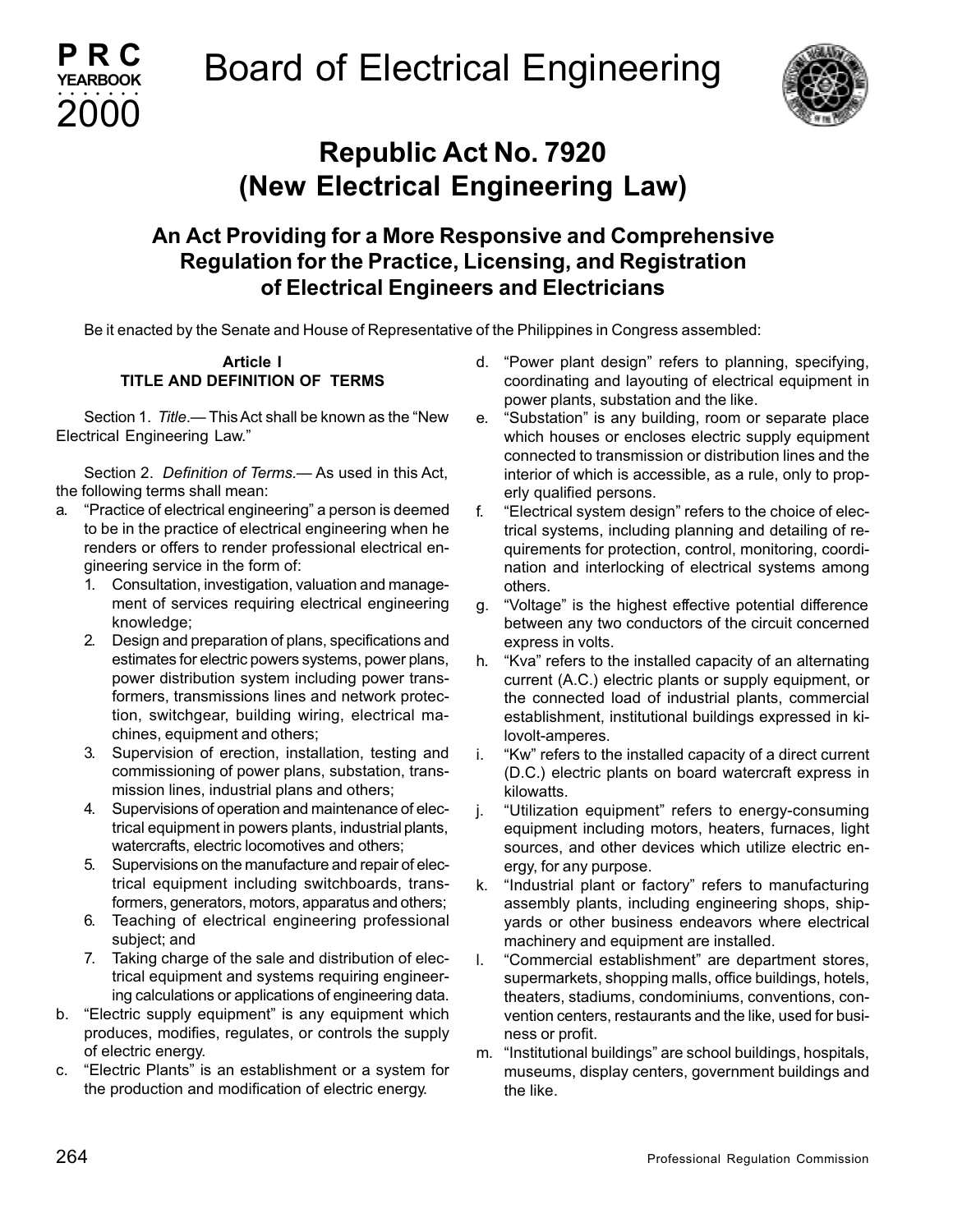# Board of Electrical Engineering

## Republic Act No. 7920 (New Electrical Engineering Law)

### An Act Providing for a More Responsive and Comprehensive Regulation for the Practice, Licensing, and Registration of Electrical Engineers and Electricians

Be it enacted by the Senate and House of Representative of the Philippines in Congress assembled:

#### Article I
#### TITLE AND DEFINITION OF TERMS

Section 1. *Title*.— This Act shall be known as the "New Electrical Engineering Law."

Section 2. *Definition of Terms*.— As used in this Act, the following terms shall mean:

a. "Practice of electrical engineering" a person is deemed to be in the practice of electrical engineering when he renders or offers to render professional electrical engineering service in the form of:
   1. Consultation, investigation, valuation and management of services requiring electrical engineering knowledge;
   2. Design and preparation of plans, specifications and estimates for electric powers systems, power plans, power distribution system including power transformers, transmissions lines and network protection, switchgear, building wiring, electrical machines, equipment and others;
   3. Supervision of erection, installation, testing and commissioning of power plans, substation, transmission lines, industrial plans and others;
   4. Supervisions of operation and maintenance of electrical equipment in powers plants, industrial plants, watercrafts, electric locomotives and others;
   5. Supervisions on the manufacture and repair of electrical equipment including switchboards, transformers, generators, motors, apparatus and others;
   6. Teaching of electrical engineering professional subject; and
   7. Taking charge of the sale and distribution of electrical equipment and systems requiring engineering calculations or applications of engineering data.

b. "Electric supply equipment" is any equipment which produces, modifies, regulates, or controls the supply of electric energy.

c. "Electric Plants" is an establishment or a system for the production and modification of electric energy.

d. "Power plant design" refers to planning, specifying, coordinating and layouting of electrical equipment in power plants, substation and the like.

e. "Substation" is any building, room or separate place which houses or encloses electric supply equipment connected to transmission or distribution lines and the interior of which is accessible, as a rule, only to properly qualified persons.

f. "Electrical system design" refers to the choice of electrical systems, including planning and detailing of requirements for protection, control, monitoring, coordination and interlocking of electrical systems among others.

g. "Voltage" is the highest effective potential difference between any two conductors of the circuit concerned express in volts.

h. "Kva" refers to the installed capacity of an alternating current (A.C.) electric plants or supply equipment, or the connected load of industrial plants, commercial establishment, institutional buildings expressed in kilovolt-amperes.

i. "Kw" refers to the installed capacity of a direct current (D.C.) electric plants on board watercraft express in kilowatts.

j. "Utilization equipment" refers to energy-consuming equipment including motors, heaters, furnaces, light sources, and other devices which utilize electric energy, for any purpose.

k. "Industrial plant or factory" refers to manufacturing assembly plants, including engineering shops, shipyards or other business endeavors where electrical machinery and equipment are installed.

l. "Commercial establishment" are department stores, supermarkets, shopping malls, office buildings, hotels, theaters, stadiums, condominiums, conventions, convention centers, restaurants and the like, used for business or profit.

m. "Institutional buildings" are school buildings, hospitals, museums, display centers, government buildings and the like.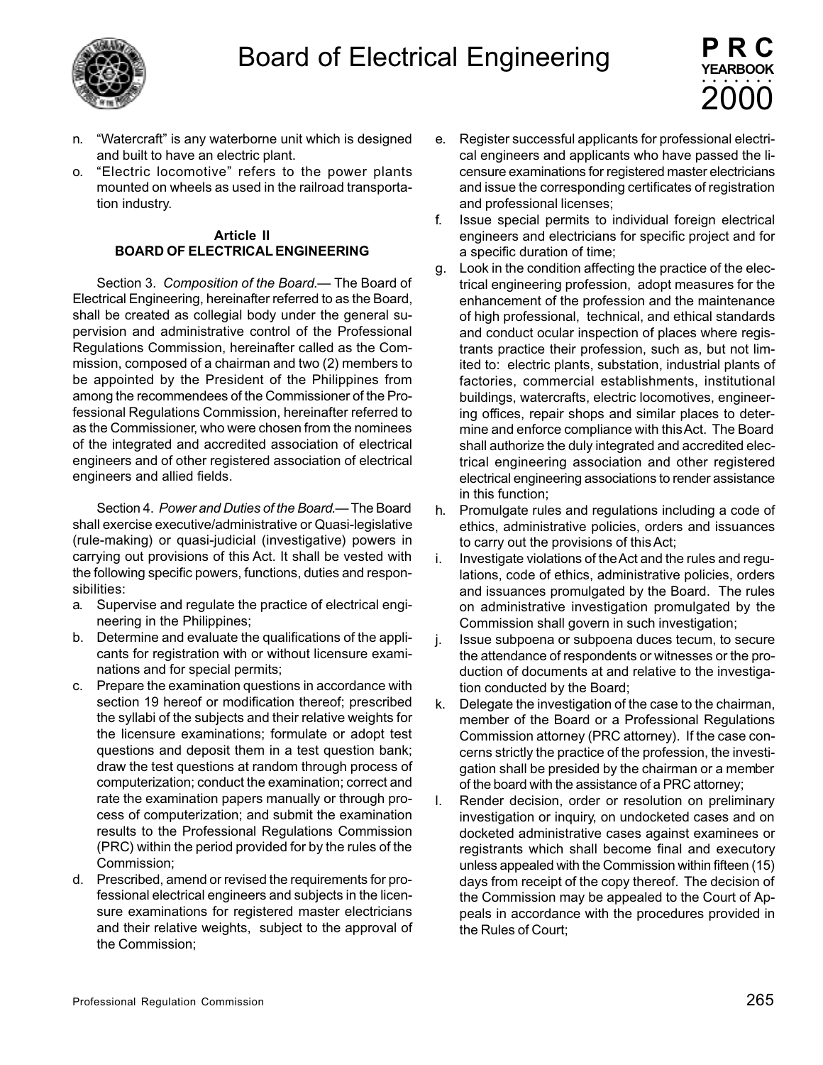n. "Watercraft" is any waterborne unit which is designed and built to have an electric plant.

o. "Electric locomotive" refers to the power plants mounted on wheels as used in the railroad transportation industry.

**Article II**
**BOARD OF ELECTRICAL ENGINEERING**

Section 3. *Composition of the Board.*— The Board of Electrical Engineering, hereinafter referred to as the Board, shall be created as collegial body under the general supervision and administrative control of the Professional Regulations Commission, hereinafter called as the Commission, composed of a chairman and two (2) members to be appointed by the President of the Philippines from among the recommendees of the Commissioner of the Professional Regulations Commission, hereinafter referred to as the Commissioner, who were chosen from the nominees of the integrated and accredited association of electrical engineers and of other registered association of electrical engineers and allied fields.

Section 4. *Power and Duties of the Board.*— The Board shall exercise executive/administrative or Quasi-legislative (rule-making) or quasi-judicial (investigative) powers in carrying out provisions of this Act. It shall be vested with the following specific powers, functions, duties and responsibilities:

a. Supervise and regulate the practice of electrical engineering in the Philippines;

b. Determine and evaluate the qualifications of the applicants for registration with or without licensure examinations and for special permits;

c. Prepare the examination questions in accordance with section 19 hereof or modification thereof; prescribed the syllabi of the subjects and their relative weights for the licensure examinations; formulate or adopt test questions and deposit them in a test question bank; draw the test questions at random through process of computerization; conduct the examination; correct and rate the examination papers manually or through process of computerization; and submit the examination results to the Professional Regulations Commission (PRC) within the period provided for by the rules of the Commission;

d. Prescribed, amend or revised the requirements for professional electrical engineers and subjects in the licensure examinations for registered master electricians and their relative weights, subject to the approval of the Commission;

e. Register successful applicants for professional electrical engineers and applicants who have passed the licensure examinations for registered master electricians and issue the corresponding certificates of registration and professional licenses;

f. Issue special permits to individual foreign electrical engineers and electricians for specific project and for a specific duration of time;

g. Look in the condition affecting the practice of the electrical engineering profession, adopt measures for the enhancement of the profession and the maintenance of high professional, technical, and ethical standards and conduct ocular inspection of places where registrants practice their profession, such as, but not limited to: electric plants, substation, industrial plants of factories, commercial establishments, institutional buildings, watercrafts, electric locomotives, engineering offices, repair shops and similar places to determine and enforce compliance with this Act. The Board shall authorize the duly integrated and accredited electrical engineering association and other registered electrical engineering associations to render assistance in this function;

h. Promulgate rules and regulations including a code of ethics, administrative policies, orders and issuances to carry out the provisions of this Act;

i. Investigate violations of the Act and the rules and regulations, code of ethics, administrative policies, orders and issuances promulgated by the Board. The rules on administrative investigation promulgated by the Commission shall govern in such investigation;

j. Issue subpoena or subpoena duces tecum, to secure the attendance of respondents or witnesses or the production of documents at and relative to the investigation conducted by the Board;

k. Delegate the investigation of the case to the chairman, member of the Board or a Professional Regulations Commission attorney (PRC attorney). If the case concerns strictly the practice of the profession, the investigation shall be presided by the chairman or a member of the board with the assistance of a PRC attorney;

l. Render decision, order or resolution on preliminary investigation or inquiry, on undocketed cases and on docketed administrative cases against examinees or registrants which shall become final and executory unless appealed with the Commission within fifteen (15) days from receipt of the copy thereof. The decision of the Commission may be appealed to the Court of Appeals in accordance with the procedures provided in the Rules of Court;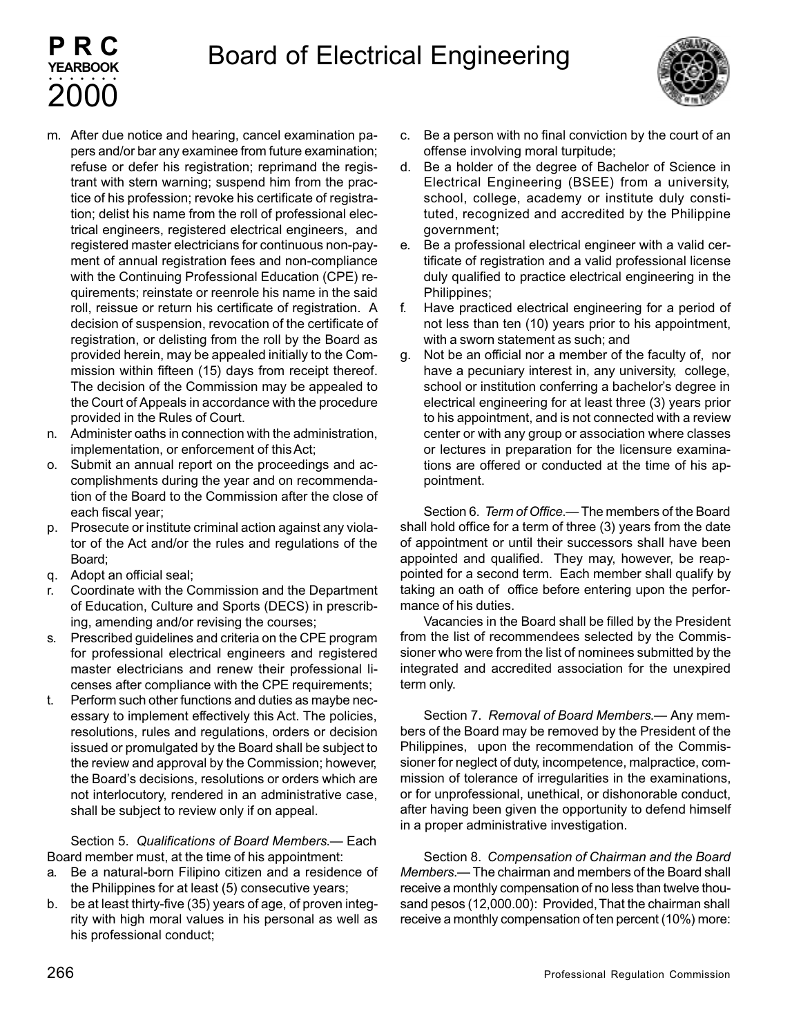m. After due notice and hearing, cancel examination papers and/or bar any examinee from future examination; refuse or defer his registration; reprimand the registrant with stern warning; suspend him from the practice of his profession; revoke his certificate of registration; delist his name from the roll of professional electrical engineers, registered electrical engineers, and registered master electricians for continuous non-payment of annual registration fees and non-compliance with the Continuing Professional Education (CPE) requirements; reinstate or reenrole his name in the said roll, reissue or return his certificate of registration. A decision of suspension, revocation of the certificate of registration, or delisting from the roll by the Board as provided herein, may be appealed initially to the Commission within fifteen (15) days from receipt thereof. The decision of the Commission may be appealed to the Court of Appeals in accordance with the procedure provided in the Rules of Court.
n. Administer oaths in connection with the administration, implementation, or enforcement of this Act;
o. Submit an annual report on the proceedings and accomplishments during the year and on recommendation of the Board to the Commission after the close of each fiscal year;
p. Prosecute or institute criminal action against any violator of the Act and/or the rules and regulations of the Board;
q. Adopt an official seal;
r. Coordinate with the Commission and the Department of Education, Culture and Sports (DECS) in prescribing, amending and/or revising the courses;
s. Prescribed guidelines and criteria on the CPE program for professional electrical engineers and registered master electricians and renew their professional licenses after compliance with the CPE requirements;
t. Perform such other functions and duties as maybe necessary to implement effectively this Act. The policies, resolutions, rules and regulations, orders or decision issued or promulgated by the Board shall be subject to the review and approval by the Commission; however, the Board's decisions, resolutions or orders which are not interlocutory, rendered in an administrative case, shall be subject to review only if on appeal.

Section 5. *Qualifications of Board Members.*— Each Board member must, at the time of his appointment:

a. Be a natural-born Filipino citizen and a residence of the Philippines for at least (5) consecutive years;
b. be at least thirty-five (35) years of age, of proven integrity with high moral values in his personal as well as his professional conduct;
c. Be a person with no final conviction by the court of an offense involving moral turpitude;
d. Be a holder of the degree of Bachelor of Science in Electrical Engineering (BSEE) from a university, school, college, academy or institute duly constituted, recognized and accredited by the Philippine government;
e. Be a professional electrical engineer with a valid certificate of registration and a valid professional license duly qualified to practice electrical engineering in the Philippines;
f. Have practiced electrical engineering for a period of not less than ten (10) years prior to his appointment, with a sworn statement as such; and
g. Not be an official nor a member of the faculty of, nor have a pecuniary interest in, any university, college, school or institution conferring a bachelor's degree in electrical engineering for at least three (3) years prior to his appointment, and is not connected with a review center or with any group or association where classes or lectures in preparation for the licensure examinations are offered or conducted at the time of his appointment.

Section 6. *Term of Office.*— The members of the Board shall hold office for a term of three (3) years from the date of appointment or until their successors shall have been appointed and qualified. They may, however, be reappointed for a second term. Each member shall qualify by taking an oath of office before entering upon the performance of his duties.

Vacancies in the Board shall be filled by the President from the list of recommendees selected by the Commissioner who were from the list of nominees submitted by the integrated and accredited association for the unexpired term only.

Section 7. *Removal of Board Members.*— Any members of the Board may be removed by the President of the Philippines, upon the recommendation of the Commissioner for neglect of duty, incompetence, malpractice, commission of tolerance of irregularities in the examinations, or for unprofessional, unethical, or dishonorable conduct, after having been given the opportunity to defend himself in a proper administrative investigation.

Section 8. *Compensation of Chairman and the Board Members.*— The chairman and members of the Board shall receive a monthly compensation of no less than twelve thousand pesos (12,000.00): Provided, That the chairman shall receive a monthly compensation of ten percent (10%) more: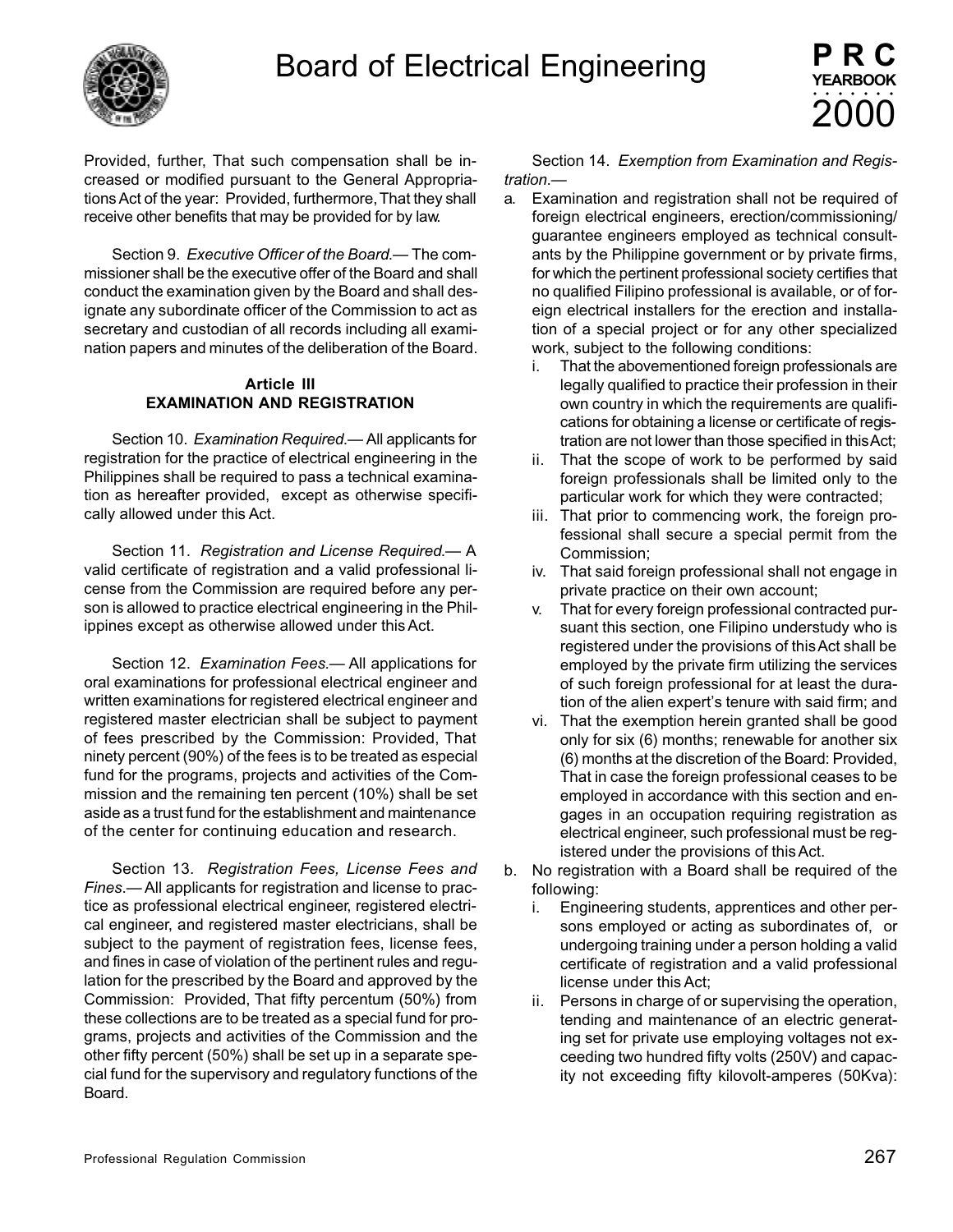Provided, further, That such compensation shall be increased or modified pursuant to the General Appropriations Act of the year: Provided, furthermore, That they shall receive other benefits that may be provided for by law.

Section 9. *Executive Officer of the Board.*— The commissioner shall be the executive offer of the Board and shall conduct the examination given by the Board and shall designate any subordinate officer of the Commission to act as secretary and custodian of all records including all examination papers and minutes of the deliberation of the Board.

**Article III**
**EXAMINATION AND REGISTRATION**

Section 10. *Examination Required.*— All applicants for registration for the practice of electrical engineering in the Philippines shall be required to pass a technical examination as hereafter provided, except as otherwise specifically allowed under this Act.

Section 11. *Registration and License Required.*— A valid certificate of registration and a valid professional license from the Commission are required before any person is allowed to practice electrical engineering in the Philippines except as otherwise allowed under this Act.

Section 12. *Examination Fees.*— All applications for oral examinations for professional electrical engineer and written examinations for registered electrical engineer and registered master electrician shall be subject to payment of fees prescribed by the Commission: Provided, That ninety percent (90%) of the fees is to be treated as especial fund for the programs, projects and activities of the Commission and the remaining ten percent (10%) shall be set aside as a trust fund for the establishment and maintenance of the center for continuing education and research.

Section 13. *Registration Fees, License Fees and Fines.*— All applicants for registration and license to practice as professional electrical engineer, registered electrical engineer, and registered master electricians, shall be subject to the payment of registration fees, license fees, and fines in case of violation of the pertinent rules and regulation for the prescribed by the Board and approved by the Commission: Provided, That fifty percentum (50%) from these collections are to be treated as a special fund for programs, projects and activities of the Commission and the other fifty percent (50%) shall be set up in a separate special fund for the supervisory and regulatory functions of the Board.

Section 14. *Exemption from Examination and Registration.*—

a. Examination and registration shall not be required of foreign electrical engineers, erection/commissioning/guarantee engineers employed as technical consultants by the Philippine government or by private firms, for which the pertinent professional society certifies that no qualified Filipino professional is available, or of foreign electrical installers for the erection and installation of a special project or for any other specialized work, subject to the following conditions:
   i. That the abovementioned foreign professionals are legally qualified to practice their profession in their own country in which the requirements are qualifications for obtaining a license or certificate of registration are not lower than those specified in this Act;
   ii. That the scope of work to be performed by said foreign professionals shall be limited only to the particular work for which they were contracted;
   iii. That prior to commencing work, the foreign professional shall secure a special permit from the Commission;
   iv. That said foreign professional shall not engage in private practice on their own account;
   v. That for every foreign professional contracted pursuant this section, one Filipino understudy who is registered under the provisions of this Act shall be employed by the private firm utilizing the services of such foreign professional for at least the duration of the alien expert's tenure with said firm; and
   vi. That the exemption herein granted shall be good only for six (6) months; renewable for another six (6) months at the discretion of the Board: Provided, That in case the foreign professional ceases to be employed in accordance with this section and engages in an occupation requiring registration as electrical engineer, such professional must be registered under the provisions of this Act.
b. No registration with a Board shall be required of the following:
   i. Engineering students, apprentices and other persons employed or acting as subordinates of, or undergoing training under a person holding a valid certificate of registration and a valid professional license under this Act;
   ii. Persons in charge of or supervising the operation, tending and maintenance of an electric generating set for private use employing voltages not exceeding two hundred fifty volts (250V) and capacity not exceeding fifty kilovolt-amperes (50Kva):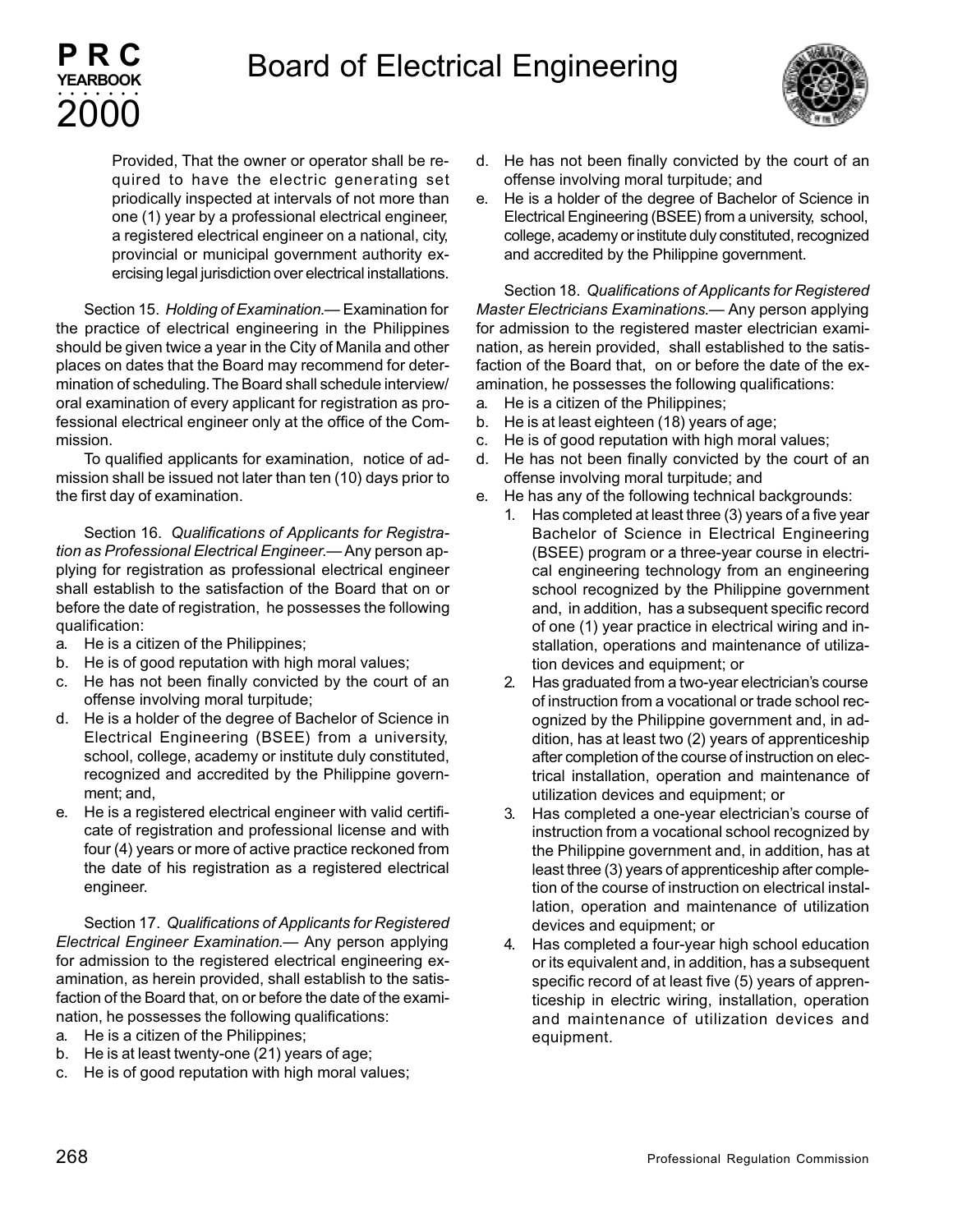Provided, That the owner or operator shall be required to have the electric generating set priodically inspected at intervals of not more than one (1) year by a professional electrical engineer, a registered electrical engineer on a national, city, provincial or municipal government authority exercising legal jurisdiction over electrical installations.

Section 15. *Holding of Examination.*— Examination for the practice of electrical engineering in the Philippines should be given twice a year in the City of Manila and other places on dates that the Board may recommend for determination of scheduling. The Board shall schedule interview/ oral examination of every applicant for registration as professional electrical engineer only at the office of the Commission.

To qualified applicants for examination, notice of admission shall be issued not later than ten (10) days prior to the first day of examination.

Section 16. *Qualifications of Applicants for Registration as Professional Electrical Engineer.*— Any person applying for registration as professional electrical engineer shall establish to the satisfaction of the Board that on or before the date of registration, he possesses the following qualification:

a. He is a citizen of the Philippines;
b. He is of good reputation with high moral values;
c. He has not been finally convicted by the court of an offense involving moral turpitude;
d. He is a holder of the degree of Bachelor of Science in Electrical Engineering (BSEE) from a university, school, college, academy or institute duly constituted, recognized and accredited by the Philippine government; and,
e. He is a registered electrical engineer with valid certificate of registration and professional license and with four (4) years or more of active practice reckoned from the date of his registration as a registered electrical engineer.

Section 17. *Qualifications of Applicants for Registered Electrical Engineer Examination.*— Any person applying for admission to the registered electrical engineering examination, as herein provided, shall establish to the satisfaction of the Board that, on or before the date of the examination, he possesses the following qualifications:

a. He is a citizen of the Philippines;
b. He is at least twenty-one (21) years of age;
c. He is of good reputation with high moral values;
d. He has not been finally convicted by the court of an offense involving moral turpitude; and
e. He is a holder of the degree of Bachelor of Science in Electrical Engineering (BSEE) from a university, school, college, academy or institute duly constituted, recognized and accredited by the Philippine government.

Section 18. *Qualifications of Applicants for Registered Master Electricians Examinations.*— Any person applying for admission to the registered master electrician examination, as herein provided, shall established to the satisfaction of the Board that, on or before the date of the examination, he possesses the following qualifications:

a. He is a citizen of the Philippines;
b. He is at least eighteen (18) years of age;
c. He is of good reputation with high moral values;
d. He has not been finally convicted by the court of an offense involving moral turpitude; and
e. He has any of the following technical backgrounds:
    1. Has completed at least three (3) years of a five year Bachelor of Science in Electrical Engineering (BSEE) program or a three-year course in electrical engineering technology from an engineering school recognized by the Philippine government and, in addition, has a subsequent specific record of one (1) year practice in electrical wiring and installation, operations and maintenance of utilization devices and equipment; or
    2. Has graduated from a two-year electrician's course of instruction from a vocational or trade school recognized by the Philippine government and, in addition, has at least two (2) years of apprenticeship after completion of the course of instruction on electrical installation, operation and maintenance of utilization devices and equipment; or
    3. Has completed a one-year electrician's course of instruction from a vocational school recognized by the Philippine government and, in addition, has at least three (3) years of apprenticeship after completion of the course of instruction on electrical installation, operation and maintenance of utilization devices and equipment; or
    4. Has completed a four-year high school education or its equivalent and, in addition, has a subsequent specific record of at least five (5) years of apprenticeship in electric wiring, installation, operation and maintenance of utilization devices and equipment.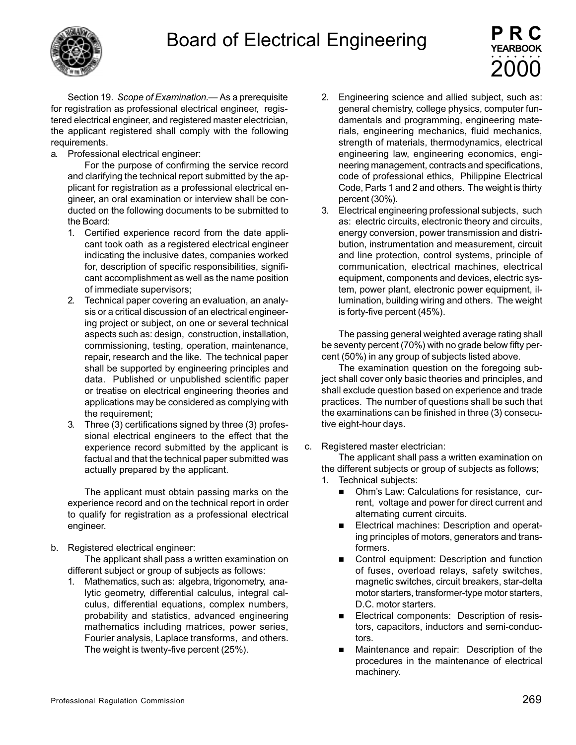Section 19. *Scope of Examination*.— As a prerequisite for registration as professional electrical engineer, registered electrical engineer, and registered master electrician, the applicant registered shall comply with the following requirements.

a. Professional electrical engineer:

   For the purpose of confirming the service record and clarifying the technical report submitted by the applicant for registration as a professional electrical engineer, an oral examination or interview shall be conducted on the following documents to be submitted to the Board:

   1. Certified experience record from the date applicant took oath as a registered electrical engineer indicating the inclusive dates, companies worked for, description of specific responsibilities, significant accomplishment as well as the name position of immediate supervisors;
   2. Technical paper covering an evaluation, an analysis or a critical discussion of an electrical engineering project or subject, on one or several technical aspects such as: design, construction, installation, commissioning, testing, operation, maintenance, repair, research and the like. The technical paper shall be supported by engineering principles and data. Published or unpublished scientific paper or treatise on electrical engineering theories and applications may be considered as complying with the requirement;
   3. Three (3) certifications signed by three (3) professional electrical engineers to the effect that the experience record submitted by the applicant is factual and that the technical paper submitted was actually prepared by the applicant.

   The applicant must obtain passing marks on the experience record and on the technical report in order to qualify for registration as a professional electrical engineer.

b. Registered electrical engineer:

   The applicant shall pass a written examination on different subject or group of subjects as follows:

   1. Mathematics, such as: algebra, trigonometry, analytic geometry, differential calculus, integral calculus, differential equations, complex numbers, probability and statistics, advanced engineering mathematics including matrices, power series, Fourier analysis, Laplace transforms, and others. The weight is twenty-five percent (25%).
   2. Engineering science and allied subject, such as: general chemistry, college physics, computer fundamentals and programming, engineering materials, engineering mechanics, fluid mechanics, strength of materials, thermodynamics, electrical engineering law, engineering economics, engineering management, contracts and specifications, code of professional ethics, Philippine Electrical Code, Parts 1 and 2 and others. The weight is thirty percent (30%).
   3. Electrical engineering professional subjects, such as: electric circuits, electronic theory and circuits, energy conversion, power transmission and distribution, instrumentation and measurement, circuit and line protection, control systems, principle of communication, electrical machines, electrical equipment, components and devices, electric system, power plant, electronic power equipment, illumination, building wiring and others. The weight is forty-five percent (45%).

   The passing general weighted average rating shall be seventy percent (70%) with no grade below fifty percent (50%) in any group of subjects listed above.

   The examination question on the foregoing subject shall cover only basic theories and principles, and shall exclude question based on experience and trade practices. The number of questions shall be such that the examinations can be finished in three (3) consecutive eight-hour days.

c. Registered master electrician:

   The applicant shall pass a written examination on the different subjects or group of subjects as follows;

   1. Technical subjects:
      - Ohm's Law: Calculations for resistance, current, voltage and power for direct current and alternating current circuits.
      - Electrical machines: Description and operating principles of motors, generators and transformers.
      - Control equipment: Description and function of fuses, overload relays, safety switches, magnetic switches, circuit breakers, star-delta motor starters, transformer-type motor starters, D.C. motor starters.
      - Electrical components: Description of resistors, capacitors, inductors and semi-conductors.
      - Maintenance and repair: Description of the procedures in the maintenance of electrical machinery.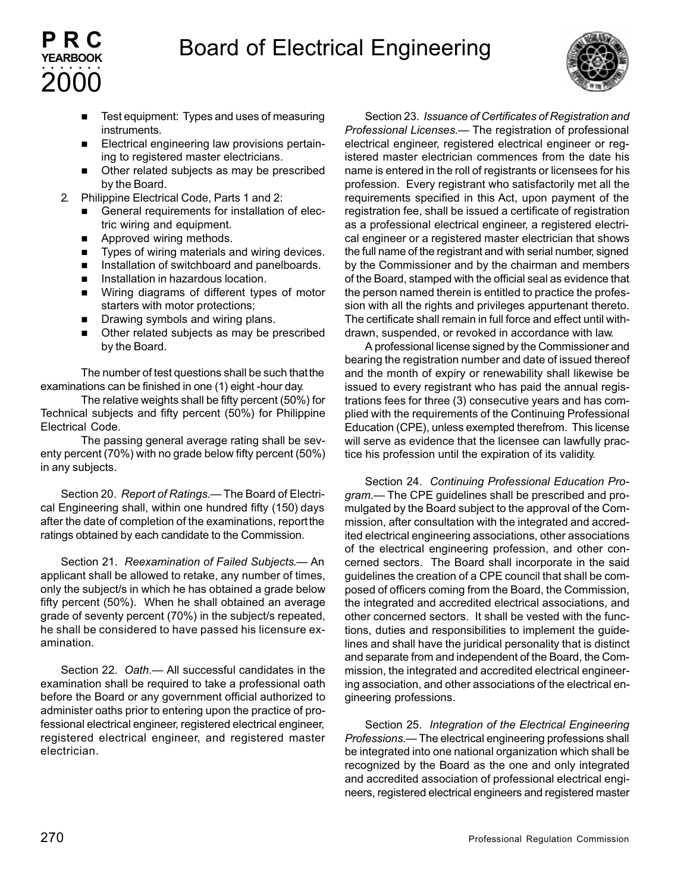- Test equipment: Types and uses of measuring instruments.
- Electrical engineering law provisions pertaining to registered master electricians.
- Other related subjects as may be prescribed by the Board.

2. Philippine Electrical Code, Parts 1 and 2:
   - General requirements for installation of electric wiring and equipment.
   - Approved wiring methods.
   - Types of wiring materials and wiring devices.
   - Installation of switchboard and panelboards.
   - Installation in hazardous location.
   - Wiring diagrams of different types of motor starters with motor protections;
   - Drawing symbols and wiring plans.
   - Other related subjects as may be prescribed by the Board.

The number of test questions shall be such that the examinations can be finished in one (1) eight -hour day.

The relative weights shall be fifty percent (50%) for Technical subjects and fifty percent (50%) for Philippine Electrical Code.

The passing general average rating shall be seventy percent (70%) with no grade below fifty percent (50%) in any subjects.

Section 20. *Report of Ratings.*— The Board of Electrical Engineering shall, within one hundred fifty (150) days after the date of completion of the examinations, report the ratings obtained by each candidate to the Commission.

Section 21. *Reexamination of Failed Subjects.*— An applicant shall be allowed to retake, any number of times, only the subject/s in which he has obtained a grade below fifty percent (50%). When he shall obtained an average grade of seventy percent (70%) in the subject/s repeated, he shall be considered to have passed his licensure examination.

Section 22. *Oath.*— All successful candidates in the examination shall be required to take a professional oath before the Board or any government official authorized to administer oaths prior to entering upon the practice of professional electrical engineer, registered electrical engineer, registered electrical engineer, and registered master electrician.

Section 23. *Issuance of Certificates of Registration and Professional Licenses.*— The registration of professional electrical engineer, registered electrical engineer or registered master electrician commences from the date his name is entered in the roll of registrants or licensees for his profession. Every registrant who satisfactorily met all the requirements specified in this Act, upon payment of the registration fee, shall be issued a certificate of registration as a professional electrical engineer, a registered electrical engineer or a registered master electrician that shows the full name of the registrant and with serial number, signed by the Commissioner and by the chairman and members of the Board, stamped with the official seal as evidence that the person named therein is entitled to practice the profession with all the rights and privileges appurtenant thereto. The certificate shall remain in full force and effect until withdrawn, suspended, or revoked in accordance with law.

A professional license signed by the Commissioner and bearing the registration number and date of issued thereof and the month of expiry or renewability shall likewise be issued to every registrant who has paid the annual registrations fees for three (3) consecutive years and has complied with the requirements of the Continuing Professional Education (CPE), unless exempted therefrom. This license will serve as evidence that the licensee can lawfully practice his profession until the expiration of its validity.

Section 24. *Continuing Professional Education Program.*— The CPE guidelines shall be prescribed and promulgated by the Board subject to the approval of the Commission, after consultation with the integrated and accredited electrical engineering associations, other associations of the electrical engineering profession, and other concerned sectors. The Board shall incorporate in the said guidelines the creation of a CPE council that shall be composed of officers coming from the Board, the Commission, the integrated and accredited electrical associations, and other concerned sectors. It shall be vested with the functions, duties and responsibilities to implement the guidelines and shall have the juridical personality that is distinct and separate from and independent of the Board, the Commission, the integrated and accredited electrical engineering association, and other associations of the electrical engineering professions.

Section 25. *Integration of the Electrical Engineering Professions.*— The electrical engineering professions shall be integrated into one national organization which shall be recognized by the Board as the one and only integrated and accredited association of professional electrical engineers, registered electrical engineers and registered master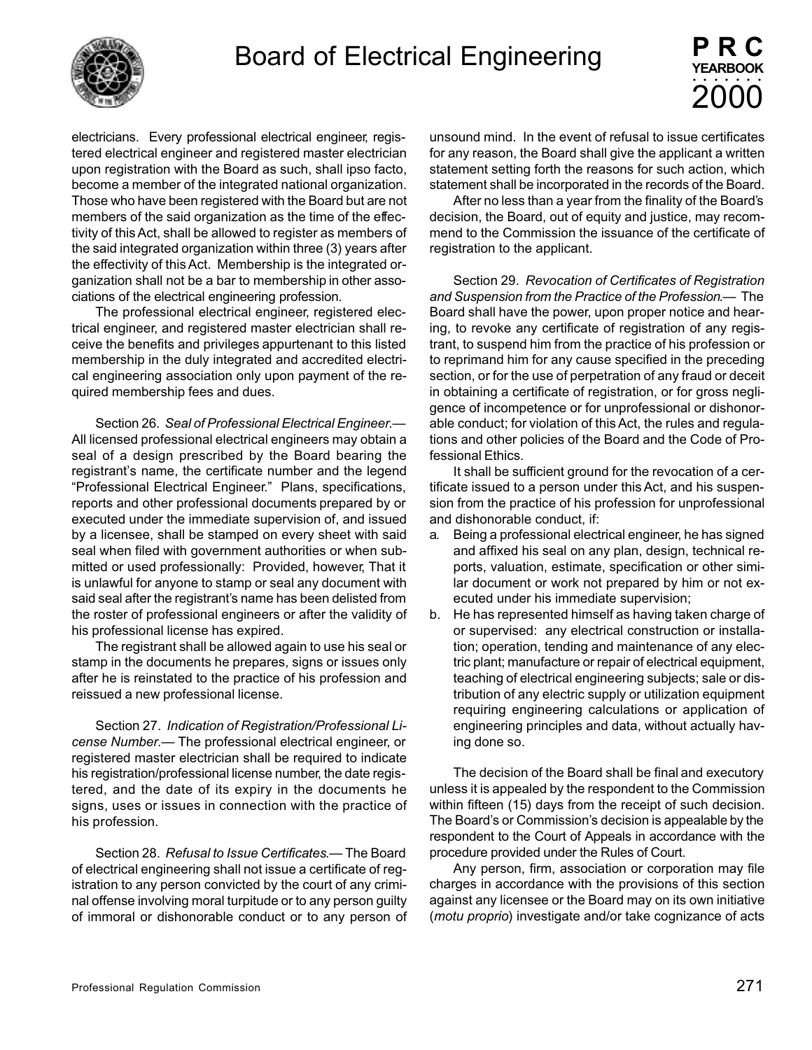electricians. Every professional electrical engineer, registered electrical engineer and registered master electrician upon registration with the Board as such, shall ipso facto, become a member of the integrated national organization. Those who have been registered with the Board but are not members of the said organization as the time of the effectivity of this Act, shall be allowed to register as members of the said integrated organization within three (3) years after the effectivity of this Act. Membership is the integrated organization shall not be a bar to membership in other associations of the electrical engineering profession.

The professional electrical engineer, registered electrical engineer, and registered master electrician shall receive the benefits and privileges appurtenant to this listed membership in the duly integrated and accredited electrical engineering association only upon payment of the required membership fees and dues.

Section 26. *Seal of Professional Electrical Engineer.*— All licensed professional electrical engineers may obtain a seal of a design prescribed by the Board bearing the registrant's name, the certificate number and the legend "Professional Electrical Engineer." Plans, specifications, reports and other professional documents prepared by or executed under the immediate supervision of, and issued by a licensee, shall be stamped on every sheet with said seal when filed with government authorities or when submitted or used professionally: Provided, however, That it is unlawful for anyone to stamp or seal any document with said seal after the registrant's name has been delisted from the roster of professional engineers or after the validity of his professional license has expired.

The registrant shall be allowed again to use his seal or stamp in the documents he prepares, signs or issues only after he is reinstated to the practice of his profession and reissued a new professional license.

Section 27. *Indication of Registration/Professional License Number.*— The professional electrical engineer, or registered master electrician shall be required to indicate his registration/professional license number, the date registered, and the date of its expiry in the documents he signs, uses or issues in connection with the practice of his profession.

Section 28. *Refusal to Issue Certificates.*— The Board of electrical engineering shall not issue a certificate of registration to any person convicted by the court of any criminal offense involving moral turpitude or to any person guilty of immoral or dishonorable conduct or to any person of unsound mind. In the event of refusal to issue certificates for any reason, the Board shall give the applicant a written statement setting forth the reasons for such action, which statement shall be incorporated in the records of the Board.

After no less than a year from the finality of the Board's decision, the Board, out of equity and justice, may recommend to the Commission the issuance of the certificate of registration to the applicant.

Section 29. *Revocation of Certificates of Registration and Suspension from the Practice of the Profession.*— The Board shall have the power, upon proper notice and hearing, to revoke any certificate of registration of any registrant, to suspend him from the practice of his profession or to reprimand him for any cause specified in the preceding section, or for the use of perpetration of any fraud or deceit in obtaining a certificate of registration, or for gross negligence of incompetence or for unprofessional or dishonorable conduct; for violation of this Act, the rules and regulations and other policies of the Board and the Code of Professional Ethics.

It shall be sufficient ground for the revocation of a certificate issued to a person under this Act, and his suspension from the practice of his profession for unprofessional and dishonorable conduct, if:

a. Being a professional electrical engineer, he has signed and affixed his seal on any plan, design, technical reports, valuation, estimate, specification or other similar document or work not prepared by him or not executed under his immediate supervision;
b. He has represented himself as having taken charge of or supervised: any electrical construction or installation; operation, tending and maintenance of any electric plant; manufacture or repair of electrical equipment, teaching of electrical engineering subjects; sale or distribution of any electric supply or utilization equipment requiring engineering calculations or application of engineering principles and data, without actually having done so.

The decision of the Board shall be final and executory unless it is appealed by the respondent to the Commission within fifteen (15) days from the receipt of such decision. The Board's or Commission's decision is appealable by the respondent to the Court of Appeals in accordance with the procedure provided under the Rules of Court.

Any person, firm, association or corporation may file charges in accordance with the provisions of this section against any licensee or the Board may on its own initiative (*motu proprio*) investigate and/or take cognizance of acts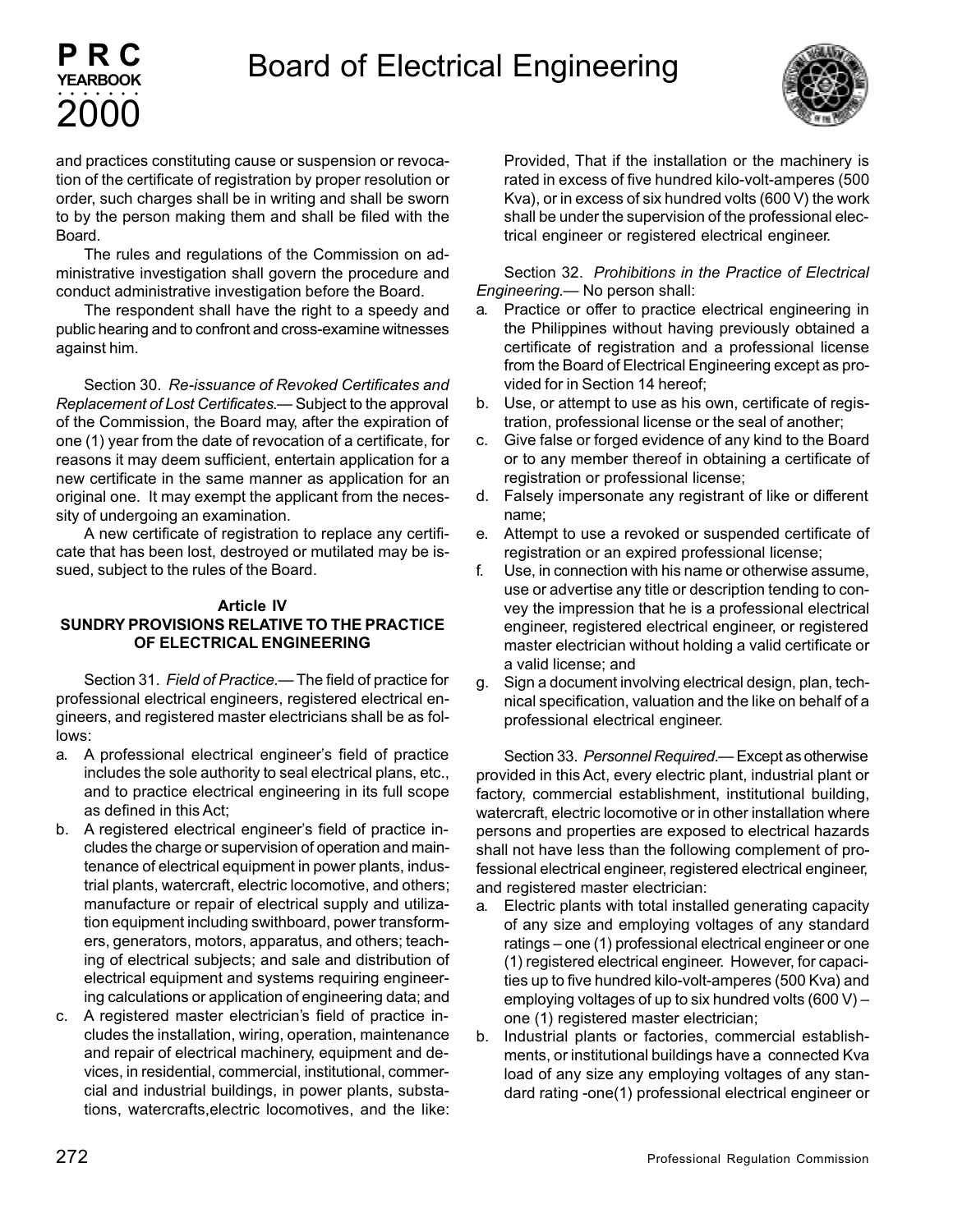and practices constituting cause or suspension or revocation of the certificate of registration by proper resolution or order, such charges shall be in writing and shall be sworn to by the person making them and shall be filed with the Board.

The rules and regulations of the Commission on administrative investigation shall govern the procedure and conduct administrative investigation before the Board.

The respondent shall have the right to a speedy and public hearing and to confront and cross-examine witnesses against him.

Section 30. *Re-issuance of Revoked Certificates and Replacement of Lost Certificates.*— Subject to the approval of the Commission, the Board may, after the expiration of one (1) year from the date of revocation of a certificate, for reasons it may deem sufficient, entertain application for a new certificate in the same manner as application for an original one. It may exempt the applicant from the necessity of undergoing an examination.

A new certificate of registration to replace any certificate that has been lost, destroyed or mutilated may be issued, subject to the rules of the Board.

**Article IV**
**SUNDRY PROVISIONS RELATIVE TO THE PRACTICE OF ELECTRICAL ENGINEERING**

Section 31. *Field of Practice.*— The field of practice for professional electrical engineers, registered electrical engineers, and registered master electricians shall be as follows:

a. A professional electrical engineer's field of practice includes the sole authority to seal electrical plans, etc., and to practice electrical engineering in its full scope as defined in this Act;
b. A registered electrical engineer's field of practice includes the charge or supervision of operation and maintenance of electrical equipment in power plants, industrial plants, watercraft, electric locomotive, and others; manufacture or repair of electrical supply and utilization equipment including swithboard, power transformers, generators, motors, apparatus, and others; teaching of electrical subjects; and sale and distribution of electrical equipment and systems requiring engineering calculations or application of engineering data; and
c. A registered master electrician's field of practice includes the installation, wiring, operation, maintenance and repair of electrical machinery, equipment and devices, in residential, commercial, institutional, commercial and industrial buildings, in power plants, substations, watercrafts,electric locomotives, and the like: Provided, That if the installation or the machinery is rated in excess of five hundred kilo-volt-amperes (500 Kva), or in excess of six hundred volts (600 V) the work shall be under the supervision of the professional electrical engineer or registered electrical engineer.

Section 32. *Prohibitions in the Practice of Electrical Engineering.*— No person shall:

a. Practice or offer to practice electrical engineering in the Philippines without having previously obtained a certificate of registration and a professional license from the Board of Electrical Engineering except as provided for in Section 14 hereof;
b. Use, or attempt to use as his own, certificate of registration, professional license or the seal of another;
c. Give false or forged evidence of any kind to the Board or to any member thereof in obtaining a certificate of registration or professional license;
d. Falsely impersonate any registrant of like or different name;
e. Attempt to use a revoked or suspended certificate of registration or an expired professional license;
f. Use, in connection with his name or otherwise assume, use or advertise any title or description tending to convey the impression that he is a professional electrical engineer, registered electrical engineer, or registered master electrician without holding a valid certificate or a valid license; and
g. Sign a document involving electrical design, plan, technical specification, valuation and the like on behalf of a professional electrical engineer.

Section 33. *Personnel Required.*— Except as otherwise provided in this Act, every electric plant, industrial plant or factory, commercial establishment, institutional building, watercraft, electric locomotive or in other installation where persons and properties are exposed to electrical hazards shall not have less than the following complement of professional electrical engineer, registered electrical engineer, and registered master electrician:

a. Electric plants with total installed generating capacity of any size and employing voltages of any standard ratings – one (1) professional electrical engineer or one (1) registered electrical engineer. However, for capacities up to five hundred kilo-volt-amperes (500 Kva) and employing voltages of up to six hundred volts (600 V) – one (1) registered master electrician;
b. Industrial plants or factories, commercial establishments, or institutional buildings have a connected Kva load of any size any employing voltages of any standard rating -one(1) professional electrical engineer or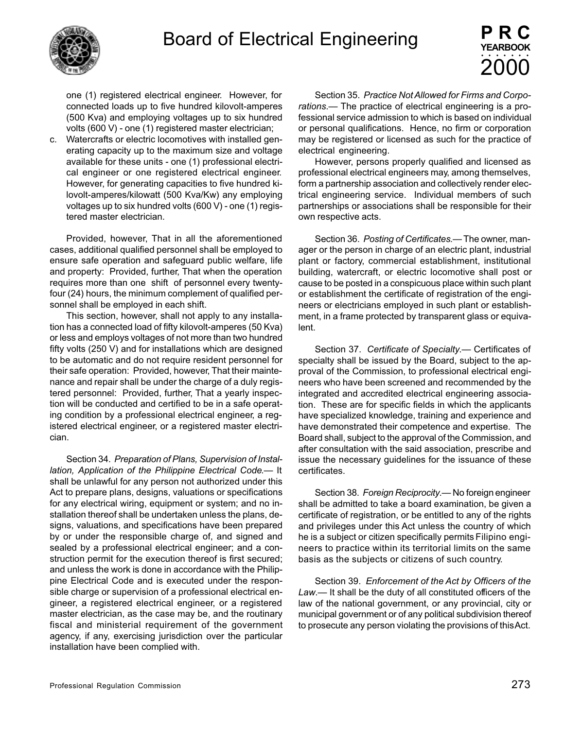one (1) registered electrical engineer. However, for connected loads up to five hundred kilovolt-amperes (500 Kva) and employing voltages up to six hundred volts (600 V) - one (1) registered master electrician;

c. Watercrafts or electric locomotives with installed generating capacity up to the maximum size and voltage available for these units - one (1) professional electrical engineer or one registered electrical engineer. However, for generating capacities to five hundred kilovolt-amperes/kilowatt (500 Kva/Kw) any employing voltages up to six hundred volts (600 V) - one (1) registered master electrician.

Provided, however, That in all the aforementioned cases, additional qualified personnel shall be employed to ensure safe operation and safeguard public welfare, life and property: Provided, further, That when the operation requires more than one shift of personnel every twenty-four (24) hours, the minimum complement of qualified personnel shall be employed in each shift.

This section, however, shall not apply to any installation has a connected load of fifty kilovolt-amperes (50 Kva) or less and employs voltages of not more than two hundred fifty volts (250 V) and for installations which are designed to be automatic and do not require resident personnel for their safe operation: Provided, however, That their maintenance and repair shall be under the charge of a duly registered personnel: Provided, further, That a yearly inspection will be conducted and certified to be in a safe operating condition by a professional electrical engineer, a registered electrical engineer, or a registered master electrician.

Section 34. *Preparation of Plans, Supervision of Installation, Application of the Philippine Electrical Code.*— It shall be unlawful for any person not authorized under this Act to prepare plans, designs, valuations or specifications for any electrical wiring, equipment or system; and no installation thereof shall be undertaken unless the plans, designs, valuations, and specifications have been prepared by or under the responsible charge of, and signed and sealed by a professional electrical engineer; and a construction permit for the execution thereof is first secured; and unless the work is done in accordance with the Philippine Electrical Code and is executed under the responsible charge or supervision of a professional electrical engineer, a registered electrical engineer, or a registered master electrician, as the case may be, and the routinary fiscal and ministerial requirement of the government agency, if any, exercising jurisdiction over the particular installation have been complied with.

Section 35. *Practice Not Allowed for Firms and Corporations.*— The practice of electrical engineering is a professional service admission to which is based on individual or personal qualifications. Hence, no firm or corporation may be registered or licensed as such for the practice of electrical engineering.

However, persons properly qualified and licensed as professional electrical engineers may, among themselves, form a partnership association and collectively render electrical engineering service. Individual members of such partnerships or associations shall be responsible for their own respective acts.

Section 36. *Posting of Certificates.*— The owner, manager or the person in charge of an electric plant, industrial plant or factory, commercial establishment, institutional building, watercraft, or electric locomotive shall post or cause to be posted in a conspicuous place within such plant or establishment the certificate of registration of the engineers or electricians employed in such plant or establishment, in a frame protected by transparent glass or equivalent.

Section 37. *Certificate of Specialty.*— Certificates of specialty shall be issued by the Board, subject to the approval of the Commission, to professional electrical engineers who have been screened and recommended by the integrated and accredited electrical engineering association. These are for specific fields in which the applicants have specialized knowledge, training and experience and have demonstrated their competence and expertise. The Board shall, subject to the approval of the Commission, and after consultation with the said association, prescribe and issue the necessary guidelines for the issuance of these certificates.

Section 38. *Foreign Reciprocity.*— No foreign engineer shall be admitted to take a board examination, be given a certificate of registration, or be entitled to any of the rights and privileges under this Act unless the country of which he is a subject or citizen specifically permits Filipino engineers to practice within its territorial limits on the same basis as the subjects or citizens of such country.

Section 39. *Enforcement of the Act by Officers of the Law.*— It shall be the duty of all constituted officers of the law of the national government, or any provincial, city or municipal government or of any political subdivision thereof to prosecute any person violating the provisions of this Act.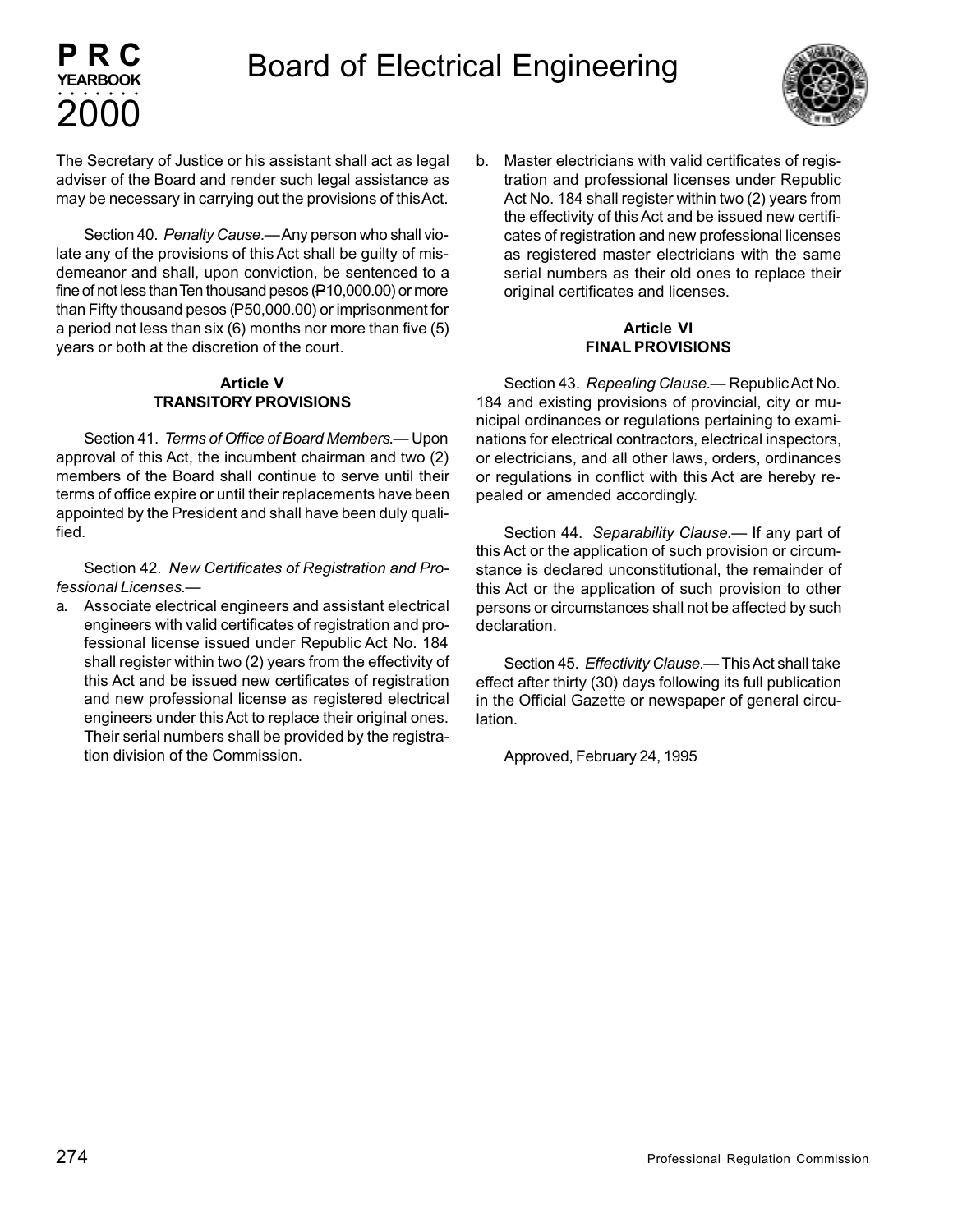The Secretary of Justice or his assistant shall act as legal adviser of the Board and render such legal assistance as may be necessary in carrying out the provisions of this Act.

Section 40. *Penalty Cause*.— Any person who shall violate any of the provisions of this Act shall be guilty of misdemeanor and shall, upon conviction, be sentenced to a fine of not less than Ten thousand pesos (₱10,000.00) or more than Fifty thousand pesos (₱50,000.00) or imprisonment for a period not less than six (6) months nor more than five (5) years or both at the discretion of the court.

**Article V**
**TRANSITORY PROVISIONS**

Section 41. *Terms of Office of Board Members*.— Upon approval of this Act, the incumbent chairman and two (2) members of the Board shall continue to serve until their terms of office expire or until their replacements have been appointed by the President and shall have been duly qualified.

Section 42. *New Certificates of Registration and Professional Licenses*.—

a. Associate electrical engineers and assistant electrical engineers with valid certificates of registration and professional license issued under Republic Act No. 184 shall register within two (2) years from the effectivity of this Act and be issued new certificates of registration and new professional license as registered electrical engineers under this Act to replace their original ones. Their serial numbers shall be provided by the registration division of the Commission.

b. Master electricians with valid certificates of registration and professional licenses under Republic Act No. 184 shall register within two (2) years from the effectivity of this Act and be issued new certificates of registration and new professional licenses as registered master electricians with the same serial numbers as their old ones to replace their original certificates and licenses.

**Article VI**
**FINAL PROVISIONS**

Section 43. *Repealing Clause*.— Republic Act No. 184 and existing provisions of provincial, city or municipal ordinances or regulations pertaining to examinations for electrical contractors, electrical inspectors, or electricians, and all other laws, orders, ordinances or regulations in conflict with this Act are hereby repealed or amended accordingly.

Section 44. *Separability Clause*.— If any part of this Act or the application of such provision or circumstance is declared unconstitutional, the remainder of this Act or the application of such provision to other persons or circumstances shall not be affected by such declaration.

Section 45. *Effectivity Clause*.— This Act shall take effect after thirty (30) days following its full publication in the Official Gazette or newspaper of general circulation.

Approved, February 24, 1995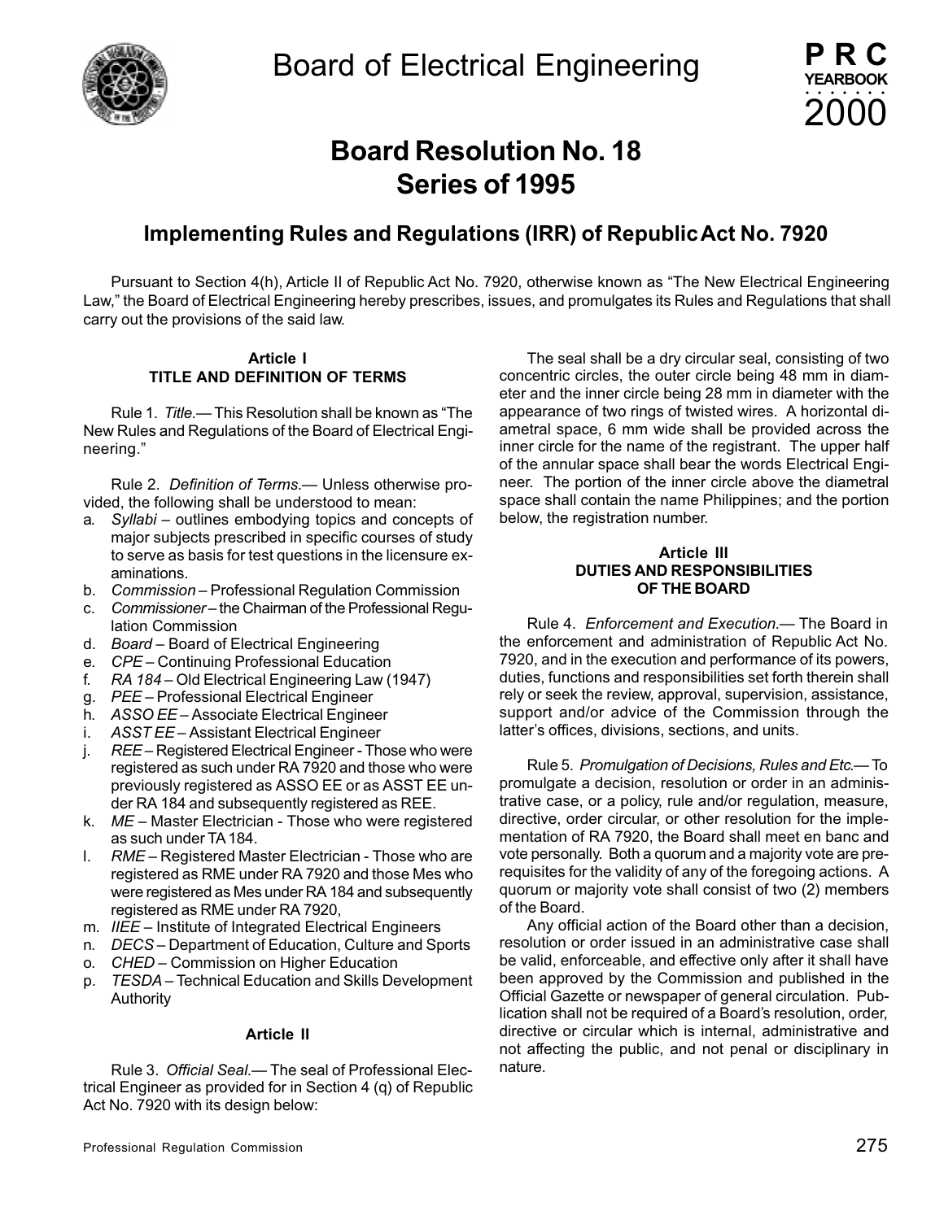# Board of Electrical Engineering

## Board Resolution No. 18 Series of 1995

### Implementing Rules and Regulations (IRR) of Republic Act No. 7920

Pursuant to Section 4(h), Article II of Republic Act No. 7920, otherwise known as "The New Electrical Engineering Law," the Board of Electrical Engineering hereby prescribes, issues, and promulgates its Rules and Regulations that shall carry out the provisions of the said law.

**Article I**
**TITLE AND DEFINITION OF TERMS**

Rule 1. *Title.*— This Resolution shall be known as "The New Rules and Regulations of the Board of Electrical Engineering."

Rule 2. *Definition of Terms.*— Unless otherwise provided, the following shall be understood to mean:

a. *Syllabi* – outlines embodying topics and concepts of major subjects prescribed in specific courses of study to serve as basis for test questions in the licensure examinations.
b. *Commission* – Professional Regulation Commission
c. *Commissioner* – the Chairman of the Professional Regulation Commission
d. *Board* – Board of Electrical Engineering
e. *CPE* – Continuing Professional Education
f. *RA 184* – Old Electrical Engineering Law (1947)
g. *PEE* – Professional Electrical Engineer
h. *ASSO EE* – Associate Electrical Engineer
i. *ASST EE* – Assistant Electrical Engineer
j. *REE* – Registered Electrical Engineer - Those who were registered as such under RA 7920 and those who were previously registered as ASSO EE or as ASST EE under RA 184 and subsequently registered as REE.
k. *ME* – Master Electrician - Those who were registered as such under TA 184.
l. *RME* – Registered Master Electrician - Those who are registered as RME under RA 7920 and those Mes who were registered as Mes under RA 184 and subsequently registered as RME under RA 7920,
m. *IIEE* – Institute of Integrated Electrical Engineers
n. *DECS* – Department of Education, Culture and Sports
o. *CHED* – Commission on Higher Education
p. *TESDA* – Technical Education and Skills Development Authority

**Article II**

Rule 3. *Official Seal.*— The seal of Professional Electrical Engineer as provided for in Section 4 (q) of Republic Act No. 7920 with its design below:

The seal shall be a dry circular seal, consisting of two concentric circles, the outer circle being 48 mm in diameter and the inner circle being 28 mm in diameter with the appearance of two rings of twisted wires. A horizontal diametral space, 6 mm wide shall be provided across the inner circle for the name of the registrant. The upper half of the annular space shall bear the words Electrical Engineer. The portion of the inner circle above the diametral space shall contain the name Philippines; and the portion below, the registration number.

**Article III**
**DUTIES AND RESPONSIBILITIES OF THE BOARD**

Rule 4. *Enforcement and Execution.*— The Board in the enforcement and administration of Republic Act No. 7920, and in the execution and performance of its powers, duties, functions and responsibilities set forth therein shall rely or seek the review, approval, supervision, assistance, support and/or advice of the Commission through the latter's offices, divisions, sections, and units.

Rule 5. *Promulgation of Decisions, Rules and Etc.*— To promulgate a decision, resolution or order in an administrative case, or a policy, rule and/or regulation, measure, directive, order circular, or other resolution for the implementation of RA 7920, the Board shall meet en banc and vote personally. Both a quorum and a majority vote are prerequisites for the validity of any of the foregoing actions. A quorum or majority vote shall consist of two (2) members of the Board.

Any official action of the Board other than a decision, resolution or order issued in an administrative case shall be valid, enforceable, and effective only after it shall have been approved by the Commission and published in the Official Gazette or newspaper of general circulation. Publication shall not be required of a Board's resolution, order, directive or circular which is internal, administrative and not affecting the public, and not penal or disciplinary in nature.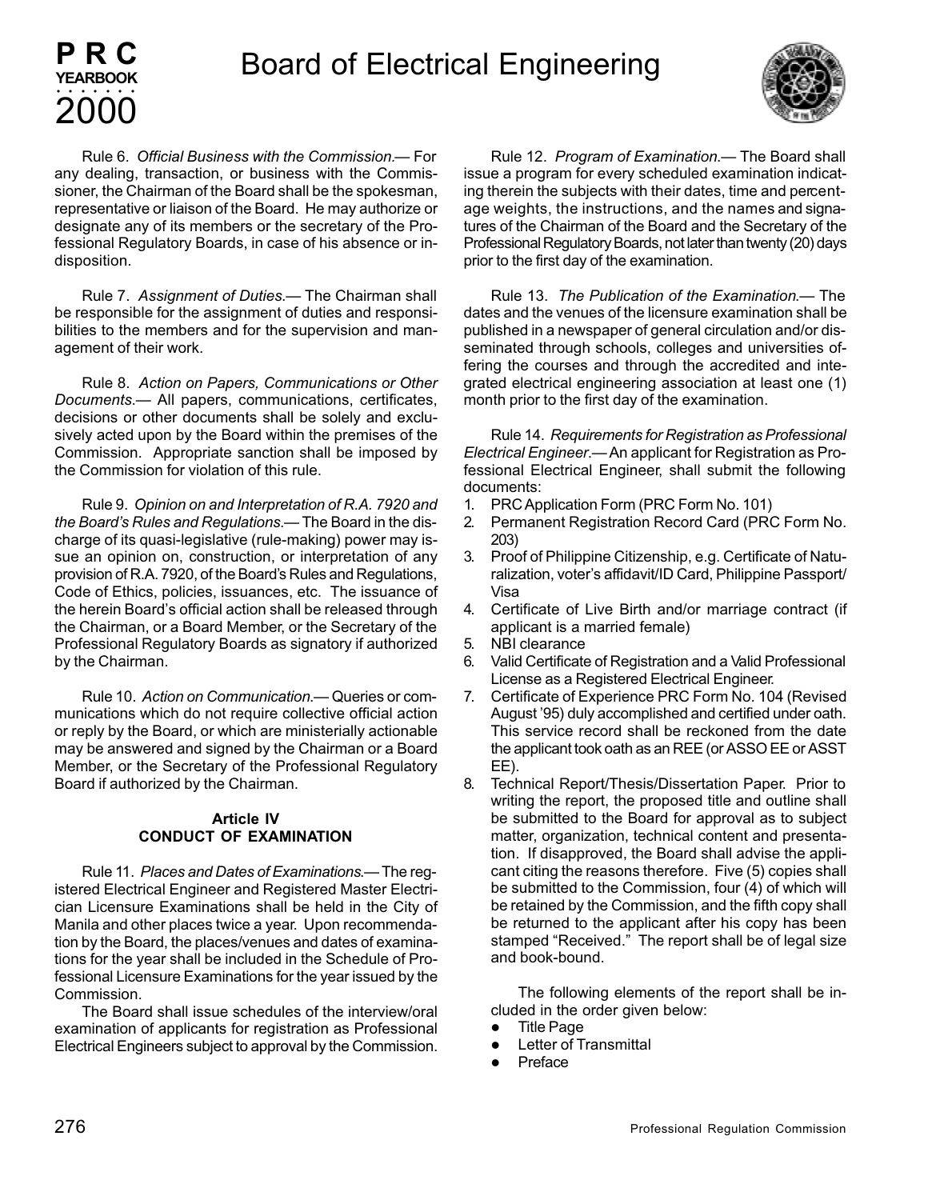Rule 6. *Official Business with the Commission.*— For any dealing, transaction, or business with the Commissioner, the Chairman of the Board shall be the spokesman, representative or liaison of the Board. He may authorize or designate any of its members or the secretary of the Professional Regulatory Boards, in case of his absence or indisposition.

Rule 7. *Assignment of Duties.*— The Chairman shall be responsible for the assignment of duties and responsibilities to the members and for the supervision and management of their work.

Rule 8. *Action on Papers, Communications or Other Documents.*— All papers, communications, certificates, decisions or other documents shall be solely and exclusively acted upon by the Board within the premises of the Commission. Appropriate sanction shall be imposed by the Commission for violation of this rule.

Rule 9. *Opinion on and Interpretation of R.A. 7920 and the Board's Rules and Regulations.*— The Board in the discharge of its quasi-legislative (rule-making) power may issue an opinion on, construction, or interpretation of any provision of R.A. 7920, of the Board's Rules and Regulations, Code of Ethics, policies, issuances, etc. The issuance of the herein Board's official action shall be released through the Chairman, or a Board Member, or the Secretary of the Professional Regulatory Boards as signatory if authorized by the Chairman.

Rule 10. *Action on Communication.*— Queries or communications which do not require collective official action or reply by the Board, or which are ministerially actionable may be answered and signed by the Chairman or a Board Member, or the Secretary of the Professional Regulatory Board if authorized by the Chairman.

### Article IV
### CONDUCT OF EXAMINATION

Rule 11. *Places and Dates of Examinations.*— The registered Electrical Engineer and Registered Master Electrician Licensure Examinations shall be held in the City of Manila and other places twice a year. Upon recommendation by the Board, the places/venues and dates of examinations for the year shall be included in the Schedule of Professional Licensure Examinations for the year issued by the Commission.

The Board shall issue schedules of the interview/oral examination of applicants for registration as Professional Electrical Engineers subject to approval by the Commission.

Rule 12. *Program of Examination.*— The Board shall issue a program for every scheduled examination indicating therein the subjects with their dates, time and percentage weights, the instructions, and the names and signatures of the Chairman of the Board and the Secretary of the Professional Regulatory Boards, not later than twenty (20) days prior to the first day of the examination.

Rule 13. *The Publication of the Examination.*— The dates and the venues of the licensure examination shall be published in a newspaper of general circulation and/or disseminated through schools, colleges and universities offering the courses and through the accredited and integrated electrical engineering association at least one (1) month prior to the first day of the examination.

Rule 14. *Requirements for Registration as Professional Electrical Engineer.*— An applicant for Registration as Professional Electrical Engineer, shall submit the following documents:

1. PRC Application Form (PRC Form No. 101)
2. Permanent Registration Record Card (PRC Form No. 203)
3. Proof of Philippine Citizenship, e.g. Certificate of Naturalization, voter's affidavit/ID Card, Philippine Passport/ Visa
4. Certificate of Live Birth and/or marriage contract (if applicant is a married female)
5. NBI clearance
6. Valid Certificate of Registration and a Valid Professional License as a Registered Electrical Engineer.
7. Certificate of Experience PRC Form No. 104 (Revised August '95) duly accomplished and certified under oath. This service record shall be reckoned from the date the applicant took oath as an REE (or ASSO EE or ASST EE).
8. Technical Report/Thesis/Dissertation Paper. Prior to writing the report, the proposed title and outline shall be submitted to the Board for approval as to subject matter, organization, technical content and presentation. If disapproved, the Board shall advise the applicant citing the reasons therefore. Five (5) copies shall be submitted to the Commission, four (4) of which will be retained by the Commission, and the fifth copy shall be returned to the applicant after his copy has been stamped "Received." The report shall be of legal size and book-bound.

   The following elements of the report shall be included in the order given below:

   - Title Page
   - Letter of Transmittal
   - Preface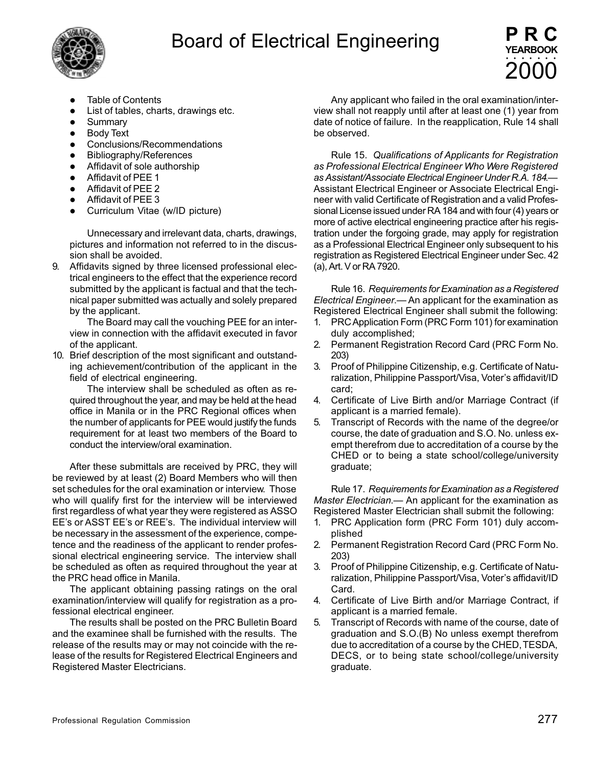- Table of Contents
- List of tables, charts, drawings etc.
- Summary
- Body Text
- Conclusions/Recommendations
- Bibliography/References
- Affidavit of sole authorship
- Affidavit of PEE 1
- Affidavit of PEE 2
- Affidavit of PEE 3
- Curriculum Vitae (w/ID picture)

Unnecessary and irrelevant data, charts, drawings, pictures and information not referred to in the discussion shall be avoided.

9. Affidavits signed by three licensed professional electrical engineers to the effect that the experience record submitted by the applicant is factual and that the technical paper submitted was actually and solely prepared by the applicant.

   The Board may call the vouching PEE for an interview in connection with the affidavit executed in favor of the applicant.

10. Brief description of the most significant and outstanding achievement/contribution of the applicant in the field of electrical engineering.

    The interview shall be scheduled as often as required throughout the year, and may be held at the head office in Manila or in the PRC Regional offices when the number of applicants for PEE would justify the funds requirement for at least two members of the Board to conduct the interview/oral examination.

After these submittals are received by PRC, they will be reviewed by at least (2) Board Members who will then set schedules for the oral examination or interview. Those who will qualify first for the interview will be interviewed first regardless of what year they were registered as ASSO EE's or ASST EE's or REE's. The individual interview will be necessary in the assessment of the experience, competence and the readiness of the applicant to render professional electrical engineering service. The interview shall be scheduled as often as required throughout the year at the PRC head office in Manila.

The applicant obtaining passing ratings on the oral examination/interview will qualify for registration as a professional electrical engineer.

The results shall be posted on the PRC Bulletin Board and the examinee shall be furnished with the results. The release of the results may or may not coincide with the release of the results for Registered Electrical Engineers and Registered Master Electricians.

Any applicant who failed in the oral examination/interview shall not reapply until after at least one (1) year from date of notice of failure. In the reapplication, Rule 14 shall be observed.

Rule 15. *Qualifications of Applicants for Registration as Professional Electrical Engineer Who Were Registered as Assistant/Associate Electrical Engineer Under R.A. 184.*— Assistant Electrical Engineer or Associate Electrical Engineer with valid Certificate of Registration and a valid Professional License issued under RA 184 and with four (4) years or more of active electrical engineering practice after his registration under the forgoing grade, may apply for registration as a Professional Electrical Engineer only subsequent to his registration as Registered Electrical Engineer under Sec. 42 (a), Art. V or RA 7920.

Rule 16. *Requirements for Examination as a Registered Electrical Engineer.*— An applicant for the examination as Registered Electrical Engineer shall submit the following:

1. PRC Application Form (PRC Form 101) for examination duly accomplished;
2. Permanent Registration Record Card (PRC Form No. 203)
3. Proof of Philippine Citizenship, e.g. Certificate of Naturalization, Philippine Passport/Visa, Voter's affidavit/ID card;
4. Certificate of Live Birth and/or Marriage Contract (if applicant is a married female).
5. Transcript of Records with the name of the degree/or course, the date of graduation and S.O. No. unless exempt therefrom due to accreditation of a course by the CHED or to being a state school/college/university graduate;

Rule 17. *Requirements for Examination as a Registered Master Electrician.*— An applicant for the examination as Registered Master Electrician shall submit the following:

1. PRC Application form (PRC Form 101) duly accomplished
2. Permanent Registration Record Card (PRC Form No. 203)
3. Proof of Philippine Citizenship, e.g. Certificate of Naturalization, Philippine Passport/Visa, Voter's affidavit/ID Card.
4. Certificate of Live Birth and/or Marriage Contract, if applicant is a married female.
5. Transcript of Records with name of the course, date of graduation and S.O.(B) No unless exempt therefrom due to accreditation of a course by the CHED, TESDA, DECS, or to being state school/college/university graduate.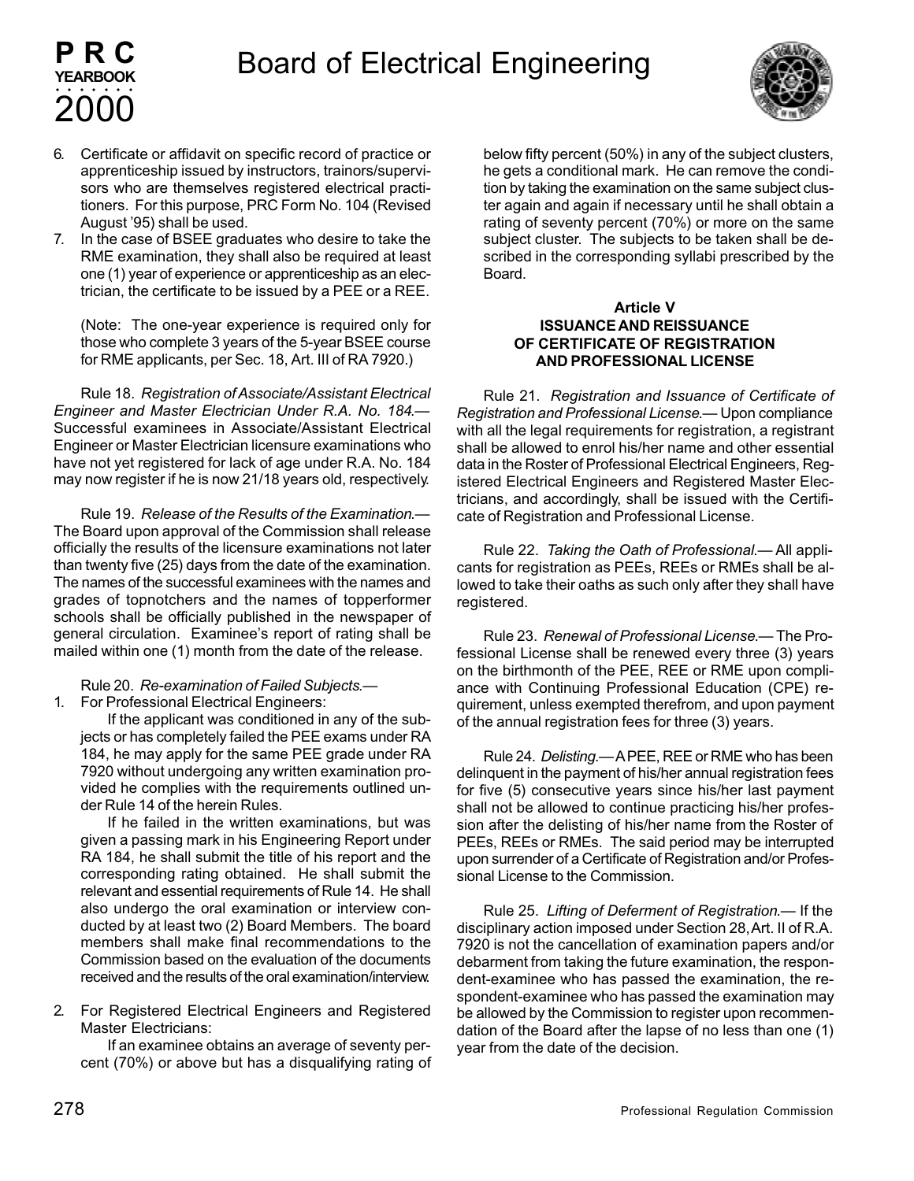6. Certificate or affidavit on specific record of practice or apprenticeship issued by instructors, trainors/supervisors who are themselves registered electrical practitioners. For this purpose, PRC Form No. 104 (Revised August '95) shall be used.
7. In the case of BSEE graduates who desire to take the RME examination, they shall also be required at least one (1) year of experience or apprenticeship as an electrician, the certificate to be issued by a PEE or a REE.

   (Note: The one-year experience is required only for those who complete 3 years of the 5-year BSEE course for RME applicants, per Sec. 18, Art. III of RA 7920.)

Rule 18. *Registration of Associate/Assistant Electrical Engineer and Master Electrician Under R.A. No. 184.*— Successful examinees in Associate/Assistant Electrical Engineer or Master Electrician licensure examinations who have not yet registered for lack of age under R.A. No. 184 may now register if he is now 21/18 years old, respectively.

Rule 19. *Release of the Results of the Examination.*— The Board upon approval of the Commission shall release officially the results of the licensure examinations not later than twenty five (25) days from the date of the examination. The names of the successful examinees with the names and grades of topnotchers and the names of topperformer schools shall be officially published in the newspaper of general circulation. Examinee's report of rating shall be mailed within one (1) month from the date of the release.

Rule 20. *Re-examination of Failed Subjects.*—

1. For Professional Electrical Engineers:

   If the applicant was conditioned in any of the subjects or has completely failed the PEE exams under RA 184, he may apply for the same PEE grade under RA 7920 without undergoing any written examination provided he complies with the requirements outlined under Rule 14 of the herein Rules.

   If he failed in the written examinations, but was given a passing mark in his Engineering Report under RA 184, he shall submit the title of his report and the corresponding rating obtained. He shall submit the relevant and essential requirements of Rule 14. He shall also undergo the oral examination or interview conducted by at least two (2) Board Members. The board members shall make final recommendations to the Commission based on the evaluation of the documents received and the results of the oral examination/interview.

2. For Registered Electrical Engineers and Registered Master Electricians:

   If an examinee obtains an average of seventy percent (70%) or above but has a disqualifying rating of below fifty percent (50%) in any of the subject clusters, he gets a conditional mark. He can remove the condition by taking the examination on the same subject cluster again and again if necessary until he shall obtain a rating of seventy percent (70%) or more on the same subject cluster. The subjects to be taken shall be described in the corresponding syllabi prescribed by the Board.

**Article V**
**ISSUANCE AND REISSUANCE OF CERTIFICATE OF REGISTRATION AND PROFESSIONAL LICENSE**

Rule 21. *Registration and Issuance of Certificate of Registration and Professional License.*— Upon compliance with all the legal requirements for registration, a registrant shall be allowed to enrol his/her name and other essential data in the Roster of Professional Electrical Engineers, Registered Electrical Engineers and Registered Master Electricians, and accordingly, shall be issued with the Certificate of Registration and Professional License.

Rule 22. *Taking the Oath of Professional.*— All applicants for registration as PEEs, REEs or RMEs shall be allowed to take their oaths as such only after they shall have registered.

Rule 23. *Renewal of Professional License.*— The Professional License shall be renewed every three (3) years on the birthmonth of the PEE, REE or RME upon compliance with Continuing Professional Education (CPE) requirement, unless exempted therefrom, and upon payment of the annual registration fees for three (3) years.

Rule 24. *Delisting.*— A PEE, REE or RME who has been delinquent in the payment of his/her annual registration fees for five (5) consecutive years since his/her last payment shall not be allowed to continue practicing his/her profession after the delisting of his/her name from the Roster of PEEs, REEs or RMEs. The said period may be interrupted upon surrender of a Certificate of Registration and/or Professional License to the Commission.

Rule 25. *Lifting of Deferment of Registration.*— If the disciplinary action imposed under Section 28, Art. II of R.A. 7920 is not the cancellation of examination papers and/or debarment from taking the future examination, the respondent-examinee who has passed the examination, the respondent-examinee who has passed the examination may be allowed by the Commission to register upon recommendation of the Board after the lapse of no less than one (1) year from the date of the decision.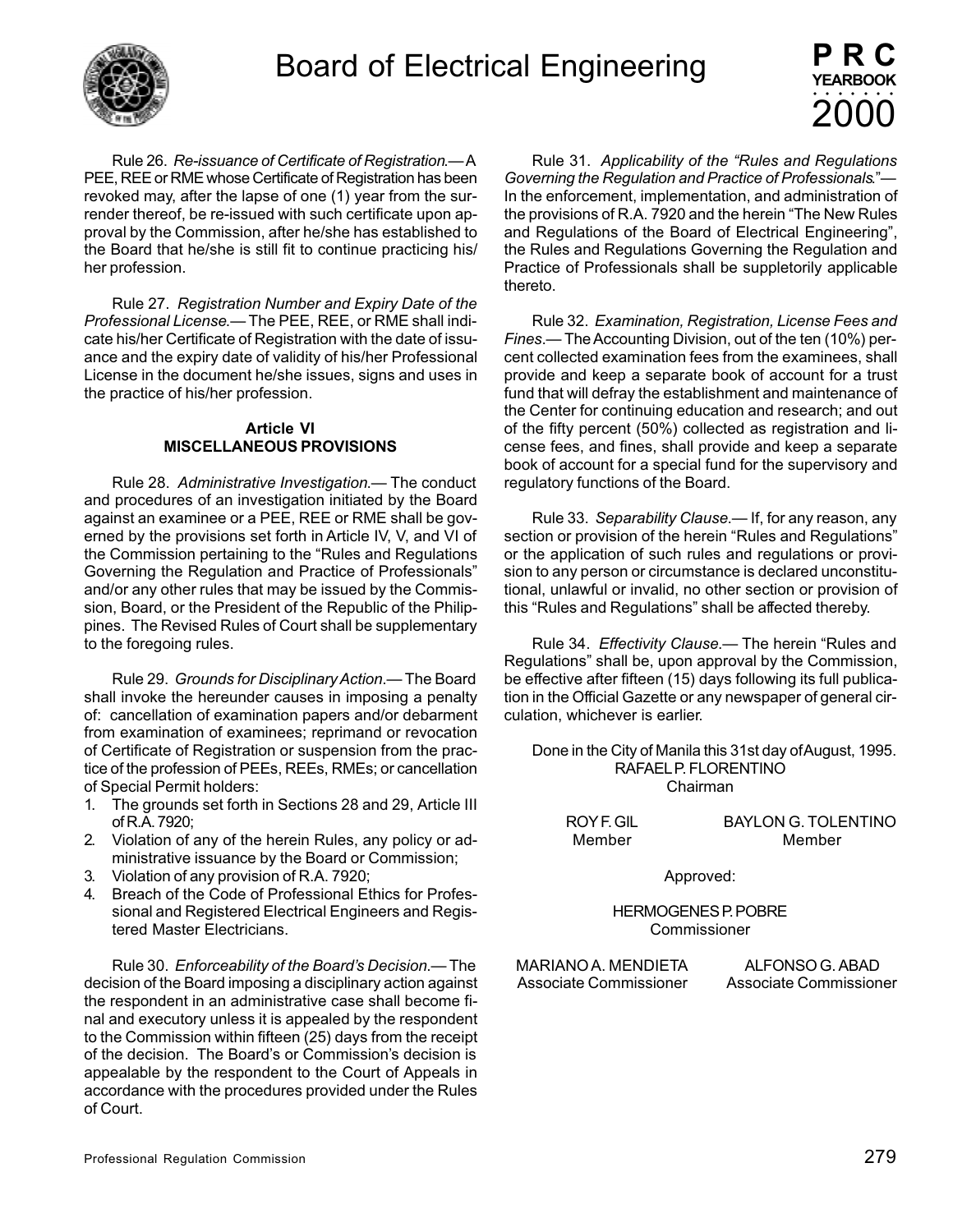Rule 26. *Re-issuance of Certificate of Registration.*— A PEE, REE or RME whose Certificate of Registration has been revoked may, after the lapse of one (1) year from the surrender thereof, be re-issued with such certificate upon approval by the Commission, after he/she has established to the Board that he/she is still fit to continue practicing his/her profession.

Rule 27. *Registration Number and Expiry Date of the Professional License.*— The PEE, REE, or RME shall indicate his/her Certificate of Registration with the date of issuance and the expiry date of validity of his/her Professional License in the document he/she issues, signs and uses in the practice of his/her profession.

**Article VI**
**MISCELLANEOUS PROVISIONS**

Rule 28. *Administrative Investigation.*— The conduct and procedures of an investigation initiated by the Board against an examinee or a PEE, REE or RME shall be governed by the provisions set forth in Article IV, V, and VI of the Commission pertaining to the "Rules and Regulations Governing the Regulation and Practice of Professionals" and/or any other rules that may be issued by the Commission, Board, or the President of the Republic of the Philippines. The Revised Rules of Court shall be supplementary to the foregoing rules.

Rule 29. *Grounds for Disciplinary Action.*— The Board shall invoke the hereunder causes in imposing a penalty of: cancellation of examination papers and/or debarment from examination of examinees; reprimand or revocation of Certificate of Registration or suspension from the practice of the profession of PEEs, REEs, RMEs; or cancellation of Special Permit holders:

1. The grounds set forth in Sections 28 and 29, Article III of R.A. 7920;
2. Violation of any of the herein Rules, any policy or administrative issuance by the Board or Commission;
3. Violation of any provision of R.A. 7920;
4. Breach of the Code of Professional Ethics for Professional and Registered Electrical Engineers and Registered Master Electricians.

Rule 30. *Enforceability of the Board's Decision.*— The decision of the Board imposing a disciplinary action against the respondent in an administrative case shall become final and executory unless it is appealed by the respondent to the Commission within fifteen (25) days from the receipt of the decision. The Board's or Commission's decision is appealable by the respondent to the Court of Appeals in accordance with the procedures provided under the Rules of Court.

Rule 31. *Applicability of the "Rules and Regulations Governing the Regulation and Practice of Professionals."*— In the enforcement, implementation, and administration of the provisions of R.A. 7920 and the herein "The New Rules and Regulations of the Board of Electrical Engineering", the Rules and Regulations Governing the Regulation and Practice of Professionals shall be suppletorily applicable thereto.

Rule 32. *Examination, Registration, License Fees and Fines.*— The Accounting Division, out of the ten (10%) percent collected examination fees from the examinees, shall provide and keep a separate book of account for a trust fund that will defray the establishment and maintenance of the Center for continuing education and research; and out of the fifty percent (50%) collected as registration and license fees, and fines, shall provide and keep a separate book of account for a special fund for the supervisory and regulatory functions of the Board.

Rule 33. *Separability Clause.*— If, for any reason, any section or provision of the herein "Rules and Regulations" or the application of such rules and regulations or provision to any person or circumstance is declared unconstitutional, unlawful or invalid, no other section or provision of this "Rules and Regulations" shall be affected thereby.

Rule 34. *Effectivity Clause.*— The herein "Rules and Regulations" shall be, upon approval by the Commission, be effective after fifteen (15) days following its full publication in the Official Gazette or any newspaper of general circulation, whichever is earlier.

Done in the City of Manila this 31st day of August, 1995.

RAFAEL P. FLORENTINO
Chairman

ROY F. GIL
Member

BAYLON G. TOLENTINO
Member

Approved:

HERMOGENES P. POBRE
Commissioner

MARIANO A. MENDIETA
Associate Commissioner

ALFONSO G. ABAD
Associate Commissioner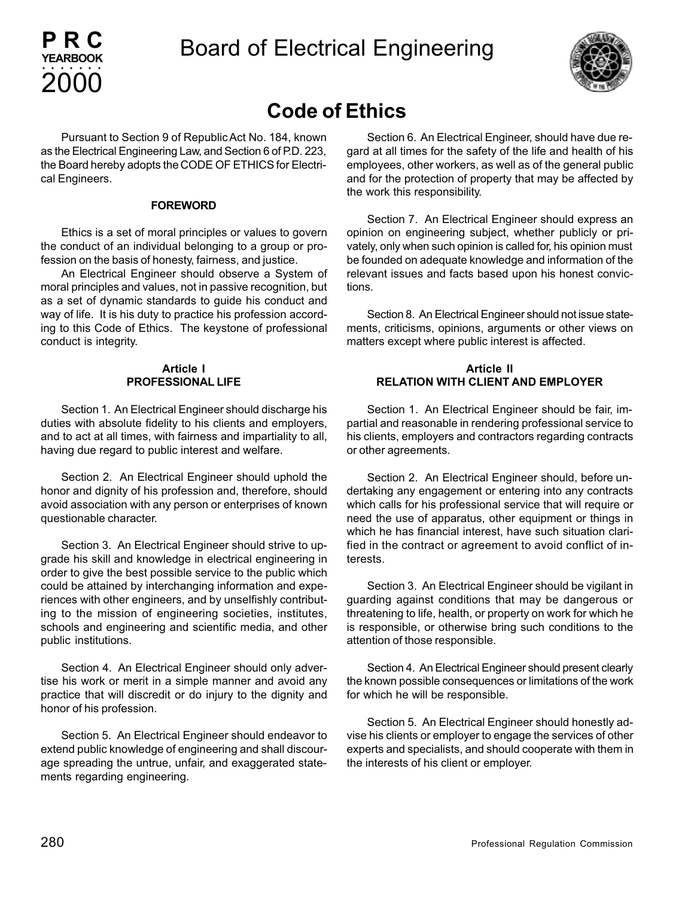# Board of Electrical Engineering

## Code of Ethics

Pursuant to Section 9 of Republic Act No. 184, known as the Electrical Engineering Law, and Section 6 of P.D. 223, the Board hereby adopts the CODE OF ETHICS for Electrical Engineers.

**FOREWORD**

Ethics is a set of moral principles or values to govern the conduct of an individual belonging to a group or profession on the basis of honesty, fairness, and justice.

An Electrical Engineer should observe a System of moral principles and values, not in passive recognition, but as a set of dynamic standards to guide his conduct and way of life. It is his duty to practice his profession according to this Code of Ethics. The keystone of professional conduct is integrity.

**Article I**
**PROFESSIONAL LIFE**

Section 1. An Electrical Engineer should discharge his duties with absolute fidelity to his clients and employers, and to act at all times, with fairness and impartiality to all, having due regard to public interest and welfare.

Section 2. An Electrical Engineer should uphold the honor and dignity of his profession and, therefore, should avoid association with any person or enterprises of known questionable character.

Section 3. An Electrical Engineer should strive to upgrade his skill and knowledge in electrical engineering in order to give the best possible service to the public which could be attained by interchanging information and experiences with other engineers, and by unselfishly contributing to the mission of engineering societies, institutes, schools and engineering and scientific media, and other public institutions.

Section 4. An Electrical Engineer should only advertise his work or merit in a simple manner and avoid any practice that will discredit or do injury to the dignity and honor of his profession.

Section 5. An Electrical Engineer should endeavor to extend public knowledge of engineering and shall discourage spreading the untrue, unfair, and exaggerated statements regarding engineering.

Section 6. An Electrical Engineer, should have due regard at all times for the safety of the life and health of his employees, other workers, as well as of the general public and for the protection of property that may be affected by the work this responsibility.

Section 7. An Electrical Engineer should express an opinion on engineering subject, whether publicly or privately, only when such opinion is called for, his opinion must be founded on adequate knowledge and information of the relevant issues and facts based upon his honest convictions.

Section 8. An Electrical Engineer should not issue statements, criticisms, opinions, arguments or other views on matters except where public interest is affected.

**Article II**
**RELATION WITH CLIENT AND EMPLOYER**

Section 1. An Electrical Engineer should be fair, impartial and reasonable in rendering professional service to his clients, employers and contractors regarding contracts or other agreements.

Section 2. An Electrical Engineer should, before undertaking any engagement or entering into any contracts which calls for his professional service that will require or need the use of apparatus, other equipment or things in which he has financial interest, have such situation clarified in the contract or agreement to avoid conflict of interests.

Section 3. An Electrical Engineer should be vigilant in guarding against conditions that may be dangerous or threatening to life, health, or property on work for which he is responsible, or otherwise bring such conditions to the attention of those responsible.

Section 4. An Electrical Engineer should present clearly the known possible consequences or limitations of the work for which he will be responsible.

Section 5. An Electrical Engineer should honestly advise his clients or employer to engage the services of other experts and specialists, and should cooperate with them in the interests of his client or employer.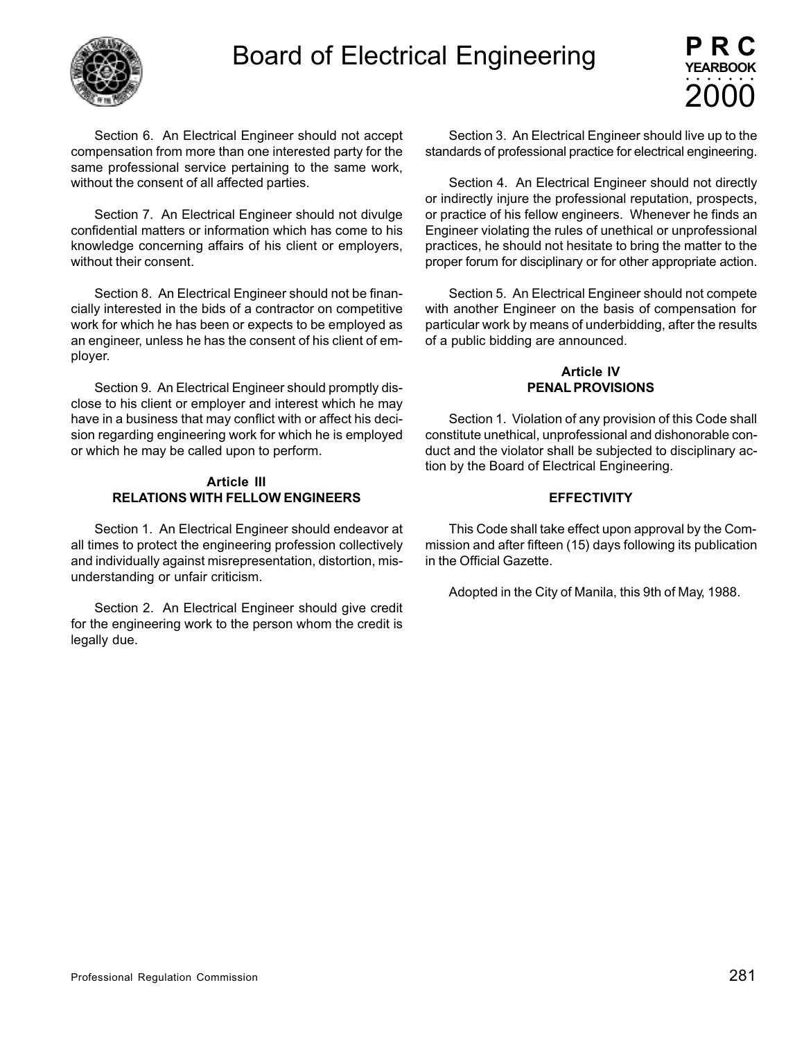Section 6. An Electrical Engineer should not accept compensation from more than one interested party for the same professional service pertaining to the same work, without the consent of all affected parties.

Section 7. An Electrical Engineer should not divulge confidential matters or information which has come to his knowledge concerning affairs of his client or employers, without their consent.

Section 8. An Electrical Engineer should not be financially interested in the bids of a contractor on competitive work for which he has been or expects to be employed as an engineer, unless he has the consent of his client of employer.

Section 9. An Electrical Engineer should promptly disclose to his client or employer and interest which he may have in a business that may conflict with or affect his decision regarding engineering work for which he is employed or which he may be called upon to perform.

**Article III**
**RELATIONS WITH FELLOW ENGINEERS**

Section 1. An Electrical Engineer should endeavor at all times to protect the engineering profession collectively and individually against misrepresentation, distortion, misunderstanding or unfair criticism.

Section 2. An Electrical Engineer should give credit for the engineering work to the person whom the credit is legally due.

Section 3. An Electrical Engineer should live up to the standards of professional practice for electrical engineering.

Section 4. An Electrical Engineer should not directly or indirectly injure the professional reputation, prospects, or practice of his fellow engineers. Whenever he finds an Engineer violating the rules of unethical or unprofessional practices, he should not hesitate to bring the matter to the proper forum for disciplinary or for other appropriate action.

Section 5. An Electrical Engineer should not compete with another Engineer on the basis of compensation for particular work by means of underbidding, after the results of a public bidding are announced.

**Article IV**
**PENAL PROVISIONS**

Section 1. Violation of any provision of this Code shall constitute unethical, unprofessional and dishonorable conduct and the violator shall be subjected to disciplinary action by the Board of Electrical Engineering.

**EFFECTIVITY**

This Code shall take effect upon approval by the Commission and after fifteen (15) days following its publication in the Official Gazette.

Adopted in the City of Manila, this 9th of May, 1988.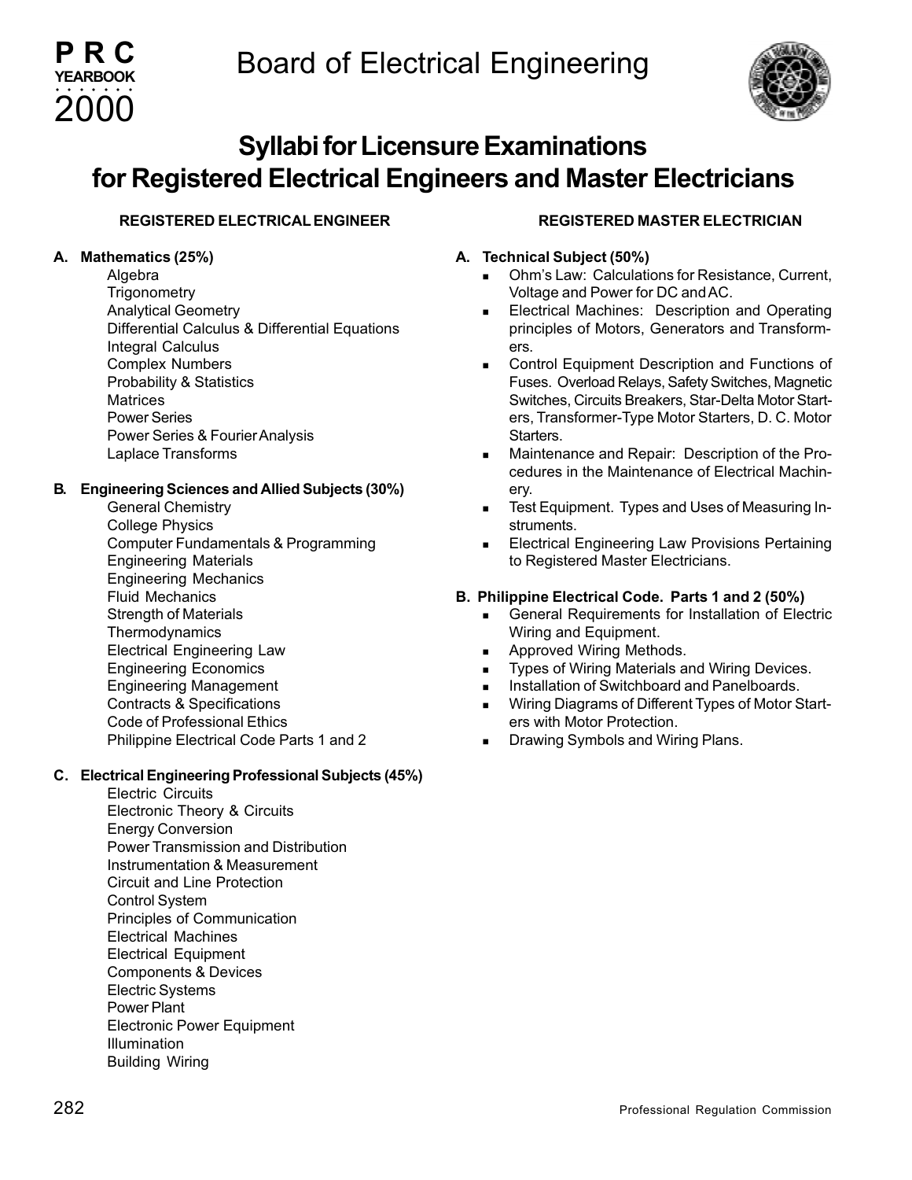# Board of Electrical Engineering

## Syllabi for Licensure Examinations for Registered Electrical Engineers and Master Electricians

### REGISTERED ELECTRICAL ENGINEER

**A. Mathematics (25%)**

Algebra
Trigonometry
Analytical Geometry
Differential Calculus & Differential Equations
Integral Calculus
Complex Numbers
Probability & Statistics
Matrices
Power Series
Power Series & Fourier Analysis
Laplace Transforms

**B. Engineering Sciences and Allied Subjects (30%)**

General Chemistry
College Physics
Computer Fundamentals & Programming
Engineering Materials
Engineering Mechanics
Fluid Mechanics
Strength of Materials
Thermodynamics
Electrical Engineering Law
Engineering Economics
Engineering Management
Contracts & Specifications
Code of Professional Ethics
Philippine Electrical Code Parts 1 and 2

**C. Electrical Engineering Professional Subjects (45%)**

Electric Circuits
Electronic Theory & Circuits
Energy Conversion
Power Transmission and Distribution
Instrumentation & Measurement
Circuit and Line Protection
Control System
Principles of Communication
Electrical Machines
Electrical Equipment
Components & Devices
Electric Systems
Power Plant
Electronic Power Equipment
Illumination
Building Wiring

### REGISTERED MASTER ELECTRICIAN

**A. Technical Subject (50%)**

- Ohm's Law: Calculations for Resistance, Current, Voltage and Power for DC and AC.
- Electrical Machines: Description and Operating principles of Motors, Generators and Transformers.
- Control Equipment Description and Functions of Fuses. Overload Relays, Safety Switches, Magnetic Switches, Circuits Breakers, Star-Delta Motor Starters, Transformer-Type Motor Starters, D. C. Motor Starters.
- Maintenance and Repair: Description of the Procedures in the Maintenance of Electrical Machinery.
- Test Equipment. Types and Uses of Measuring Instruments.
- Electrical Engineering Law Provisions Pertaining to Registered Master Electricians.

**B. Philippine Electrical Code. Parts 1 and 2 (50%)**

- General Requirements for Installation of Electric Wiring and Equipment.
- Approved Wiring Methods.
- Types of Wiring Materials and Wiring Devices.
- Installation of Switchboard and Panelboards.
- Wiring Diagrams of Different Types of Motor Starters with Motor Protection.
- Drawing Symbols and Wiring Plans.